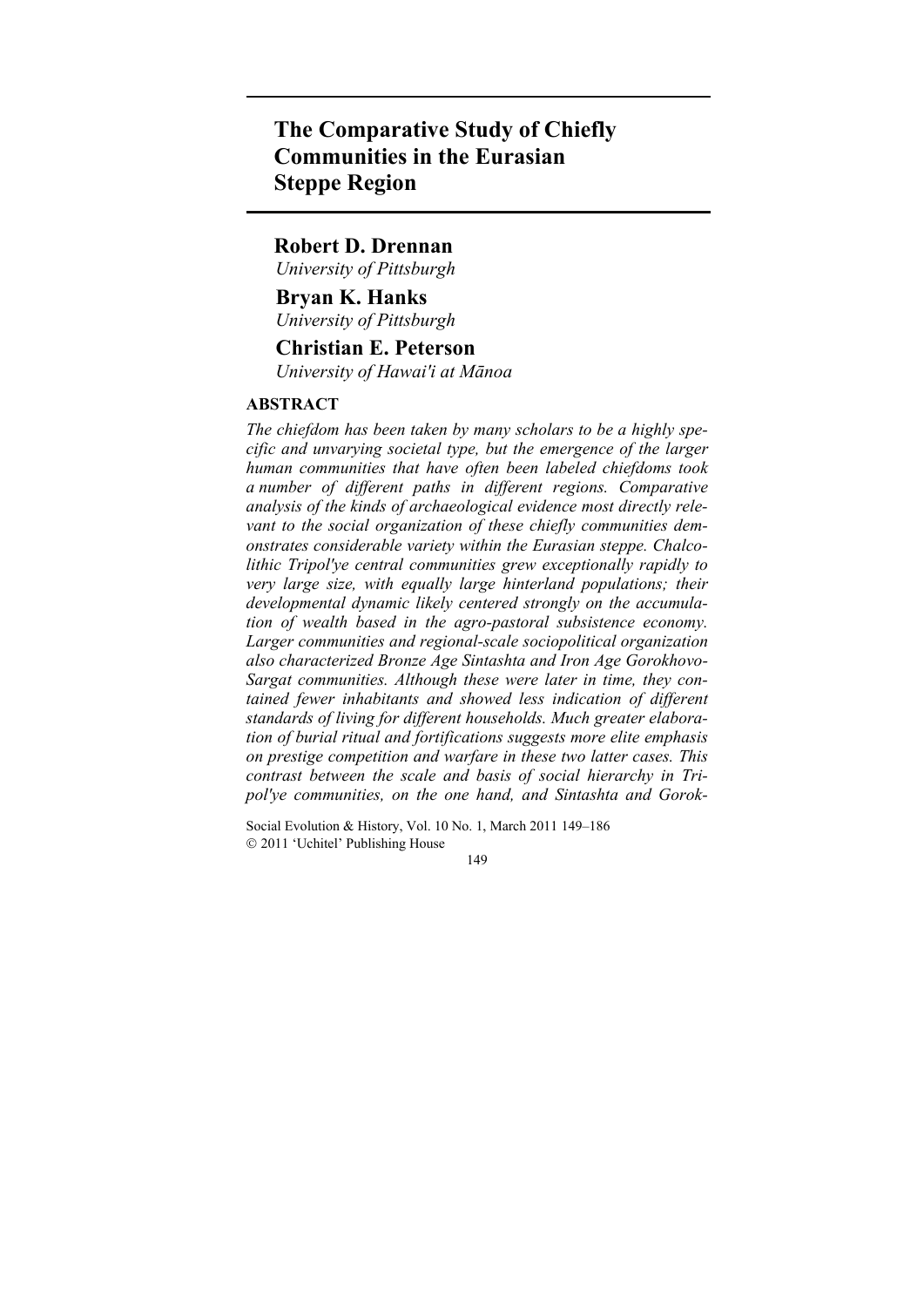# The Comparative Study of Chiefly Communities in the Eurasian Steppe Region

**Robert D. Drennan**
*University of Pittsburgh*

**Bryan K. Hanks**
*University of Pittsburgh*

**Christian E. Peterson**
*University of Hawai'i at Mānoa*

## ABSTRACT

*The chiefdom has been taken by many scholars to be a highly specific and unvarying societal type, but the emergence of the larger human communities that have often been labeled chiefdoms took a number of different paths in different regions. Comparative analysis of the kinds of archaeological evidence most directly relevant to the social organization of these chiefly communities demonstrates considerable variety within the Eurasian steppe. Chalcolithic Tripol'ye central communities grew exceptionally rapidly to very large size, with equally large hinterland populations; their developmental dynamic likely centered strongly on the accumulation of wealth based in the agro-pastoral subsistence economy. Larger communities and regional-scale sociopolitical organization also characterized Bronze Age Sintashta and Iron Age Gorokhovo-Sargat communities. Although these were later in time, they contained fewer inhabitants and showed less indication of different standards of living for different households. Much greater elaboration of burial ritual and fortifications suggests more elite emphasis on prestige competition and warfare in these two latter cases. This contrast between the scale and basis of social hierarchy in Tripol'ye communities, on the one hand, and Sintashta and Gorok-*

Social Evolution & History, Vol. 10 No. 1, March 2011 149–186
© 2011 'Uchitel' Publishing House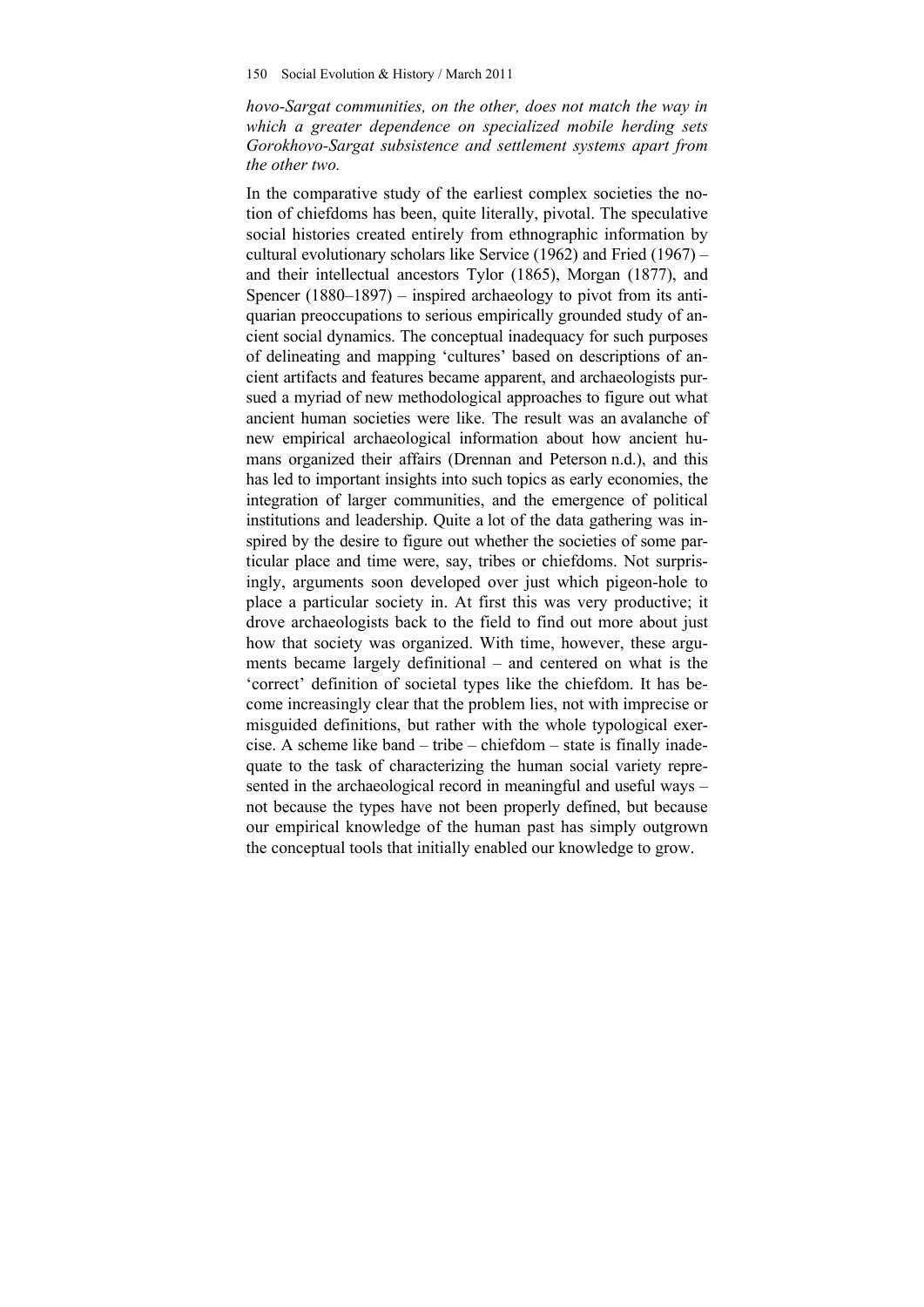*hovo-Sargat communities, on the other, does not match the way in which a greater dependence on specialized mobile herding sets Gorokhovo-Sargat subsistence and settlement systems apart from the other two.*

In the comparative study of the earliest complex societies the notion of chiefdoms has been, quite literally, pivotal. The speculative social histories created entirely from ethnographic information by cultural evolutionary scholars like Service (1962) and Fried (1967) – and their intellectual ancestors Tylor (1865), Morgan (1877), and Spencer (1880–1897) – inspired archaeology to pivot from its antiquarian preoccupations to serious empirically grounded study of ancient social dynamics. The conceptual inadequacy for such purposes of delineating and mapping 'cultures' based on descriptions of ancient artifacts and features became apparent, and archaeologists pursued a myriad of new methodological approaches to figure out what ancient human societies were like. The result was an avalanche of new empirical archaeological information about how ancient humans organized their affairs (Drennan and Peterson n.d.), and this has led to important insights into such topics as early economies, the integration of larger communities, and the emergence of political institutions and leadership. Quite a lot of the data gathering was inspired by the desire to figure out whether the societies of some particular place and time were, say, tribes or chiefdoms. Not surprisingly, arguments soon developed over just which pigeon-hole to place a particular society in. At first this was very productive; it drove archaeologists back to the field to find out more about just how that society was organized. With time, however, these arguments became largely definitional – and centered on what is the 'correct' definition of societal types like the chiefdom. It has become increasingly clear that the problem lies, not with imprecise or misguided definitions, but rather with the whole typological exercise. A scheme like band – tribe – chiefdom – state is finally inadequate to the task of characterizing the human social variety represented in the archaeological record in meaningful and useful ways – not because the types have not been properly defined, but because our empirical knowledge of the human past has simply outgrown the conceptual tools that initially enabled our knowledge to grow.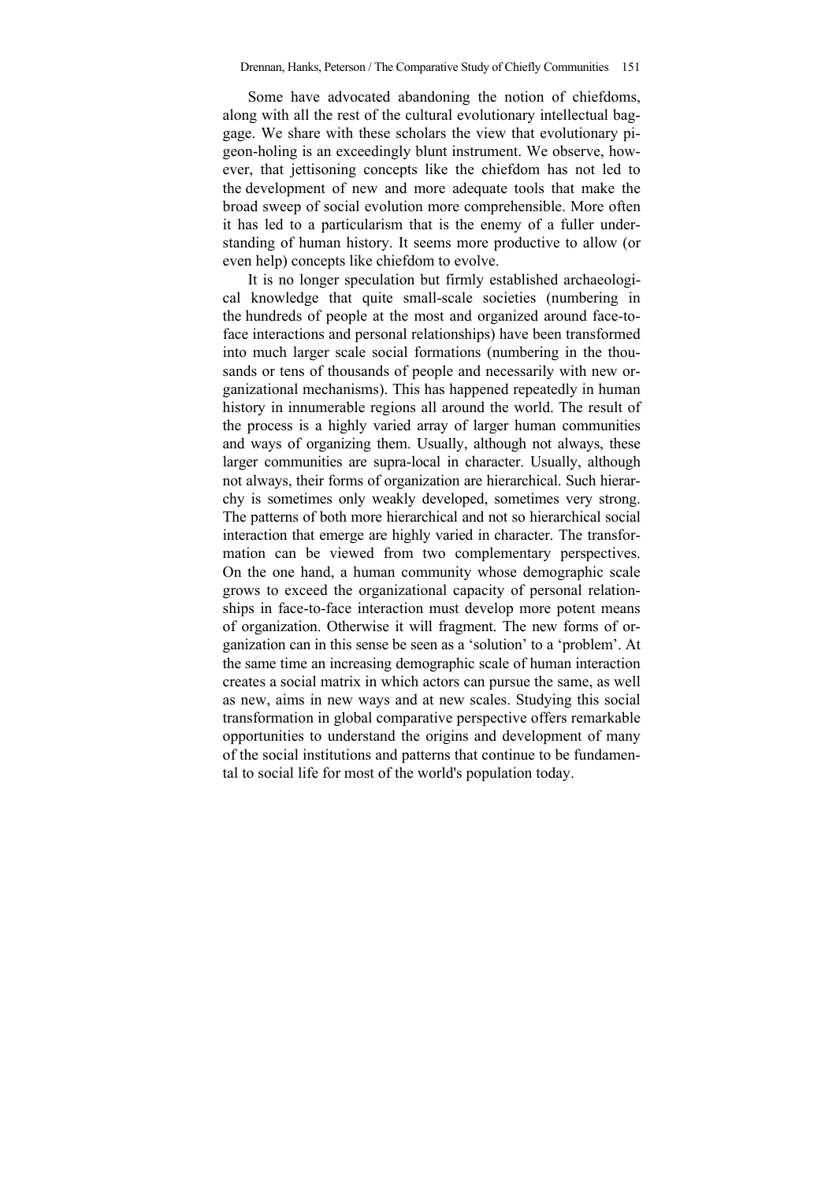Some have advocated abandoning the notion of chiefdoms, along with all the rest of the cultural evolutionary intellectual baggage. We share with these scholars the view that evolutionary pigeon-holing is an exceedingly blunt instrument. We observe, however, that jettisoning concepts like the chiefdom has not led to the development of new and more adequate tools that make the broad sweep of social evolution more comprehensible. More often it has led to a particularism that is the enemy of a fuller understanding of human history. It seems more productive to allow (or even help) concepts like chiefdom to evolve.

It is no longer speculation but firmly established archaeological knowledge that quite small-scale societies (numbering in the hundreds of people at the most and organized around face-to-face interactions and personal relationships) have been transformed into much larger scale social formations (numbering in the thousands or tens of thousands of people and necessarily with new organizational mechanisms). This has happened repeatedly in human history in innumerable regions all around the world. The result of the process is a highly varied array of larger human communities and ways of organizing them. Usually, although not always, these larger communities are supra-local in character. Usually, although not always, their forms of organization are hierarchical. Such hierarchy is sometimes only weakly developed, sometimes very strong. The patterns of both more hierarchical and not so hierarchical social interaction that emerge are highly varied in character. The transformation can be viewed from two complementary perspectives. On the one hand, a human community whose demographic scale grows to exceed the organizational capacity of personal relationships in face-to-face interaction must develop more potent means of organization. Otherwise it will fragment. The new forms of organization can in this sense be seen as a 'solution' to a 'problem'. At the same time an increasing demographic scale of human interaction creates a social matrix in which actors can pursue the same, as well as new, aims in new ways and at new scales. Studying this social transformation in global comparative perspective offers remarkable opportunities to understand the origins and development of many of the social institutions and patterns that continue to be fundamental to social life for most of the world's population today.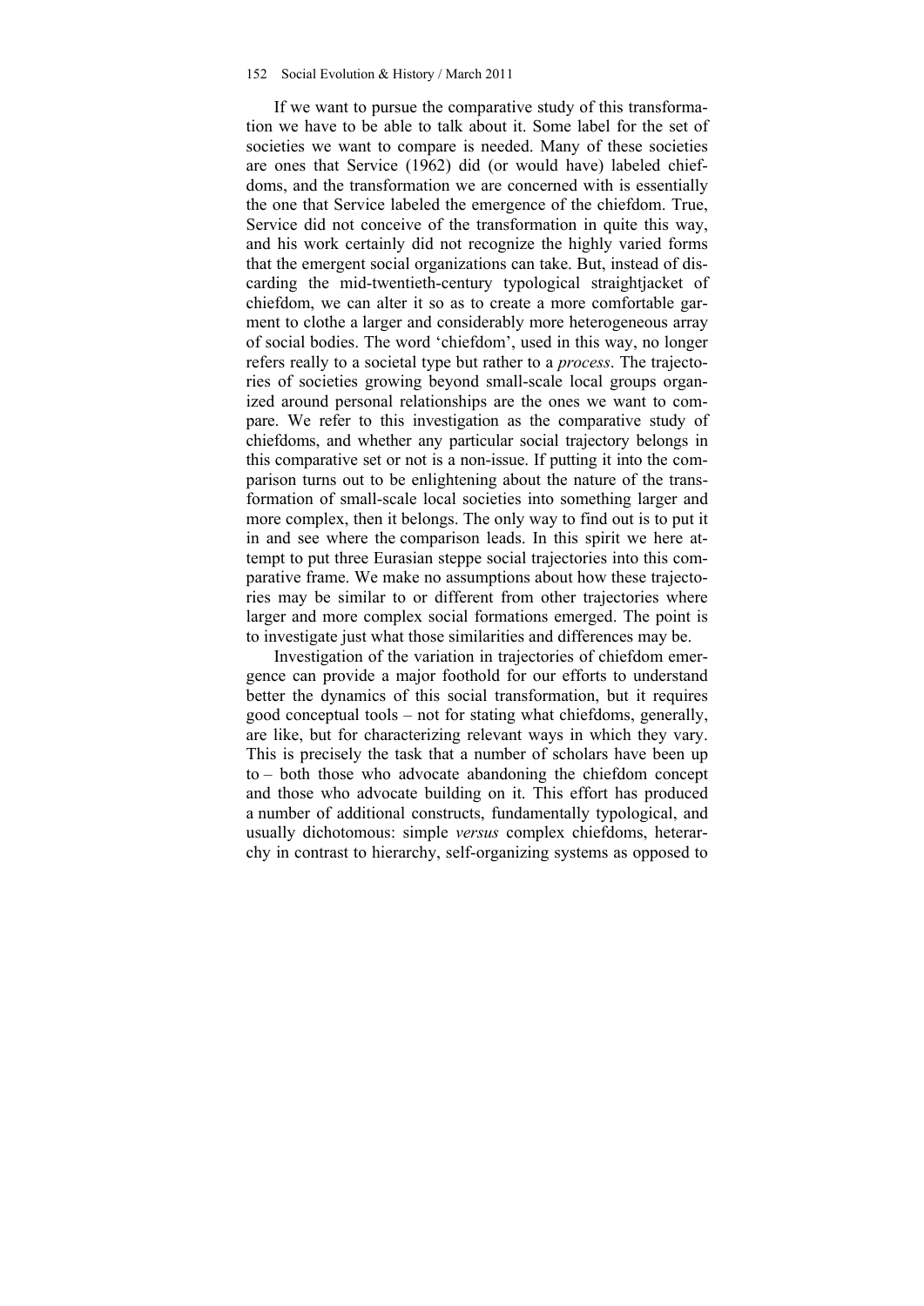If we want to pursue the comparative study of this transformation we have to be able to talk about it. Some label for the set of societies we want to compare is needed. Many of these societies are ones that Service (1962) did (or would have) labeled chiefdoms, and the transformation we are concerned with is essentially the one that Service labeled the emergence of the chiefdom. True, Service did not conceive of the transformation in quite this way, and his work certainly did not recognize the highly varied forms that the emergent social organizations can take. But, instead of discarding the mid-twentieth-century typological straightjacket of chiefdom, we can alter it so as to create a more comfortable garment to clothe a larger and considerably more heterogeneous array of social bodies. The word 'chiefdom', used in this way, no longer refers really to a societal type but rather to a *process*. The trajectories of societies growing beyond small-scale local groups organized around personal relationships are the ones we want to compare. We refer to this investigation as the comparative study of chiefdoms, and whether any particular social trajectory belongs in this comparative set or not is a non-issue. If putting it into the comparison turns out to be enlightening about the nature of the transformation of small-scale local societies into something larger and more complex, then it belongs. The only way to find out is to put it in and see where the comparison leads. In this spirit we here attempt to put three Eurasian steppe social trajectories into this comparative frame. We make no assumptions about how these trajectories may be similar to or different from other trajectories where larger and more complex social formations emerged. The point is to investigate just what those similarities and differences may be.

Investigation of the variation in trajectories of chiefdom emergence can provide a major foothold for our efforts to understand better the dynamics of this social transformation, but it requires good conceptual tools – not for stating what chiefdoms, generally, are like, but for characterizing relevant ways in which they vary. This is precisely the task that a number of scholars have been up to – both those who advocate abandoning the chiefdom concept and those who advocate building on it. This effort has produced a number of additional constructs, fundamentally typological, and usually dichotomous: simple *versus* complex chiefdoms, heterarchy in contrast to hierarchy, self-organizing systems as opposed to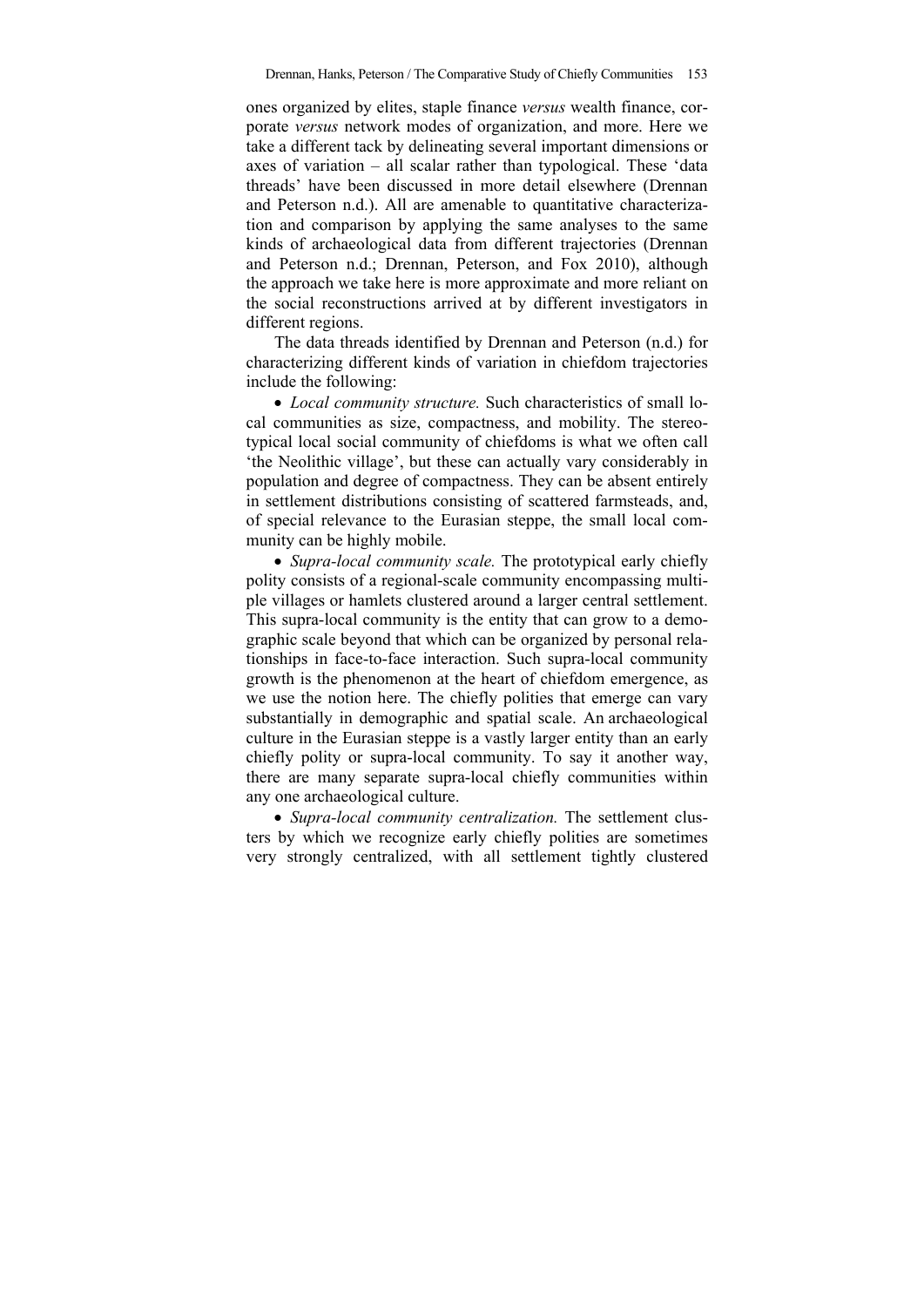ones organized by elites, staple finance *versus* wealth finance, corporate *versus* network modes of organization, and more. Here we take a different tack by delineating several important dimensions or axes of variation – all scalar rather than typological. These 'data threads' have been discussed in more detail elsewhere (Drennan and Peterson n.d.). All are amenable to quantitative characterization and comparison by applying the same analyses to the same kinds of archaeological data from different trajectories (Drennan and Peterson n.d.; Drennan, Peterson, and Fox 2010), although the approach we take here is more approximate and more reliant on the social reconstructions arrived at by different investigators in different regions.

The data threads identified by Drennan and Peterson (n.d.) for characterizing different kinds of variation in chiefdom trajectories include the following:

- *Local community structure.* Such characteristics of small local communities as size, compactness, and mobility. The stereotypical local social community of chiefdoms is what we often call 'the Neolithic village', but these can actually vary considerably in population and degree of compactness. They can be absent entirely in settlement distributions consisting of scattered farmsteads, and, of special relevance to the Eurasian steppe, the small local community can be highly mobile.
- *Supra-local community scale.* The prototypical early chiefly polity consists of a regional-scale community encompassing multiple villages or hamlets clustered around a larger central settlement. This supra-local community is the entity that can grow to a demographic scale beyond that which can be organized by personal relationships in face-to-face interaction. Such supra-local community growth is the phenomenon at the heart of chiefdom emergence, as we use the notion here. The chiefly polities that emerge can vary substantially in demographic and spatial scale. An archaeological culture in the Eurasian steppe is a vastly larger entity than an early chiefly polity or supra-local community. To say it another way, there are many separate supra-local chiefly communities within any one archaeological culture.
- *Supra-local community centralization.* The settlement clusters by which we recognize early chiefly polities are sometimes very strongly centralized, with all settlement tightly clustered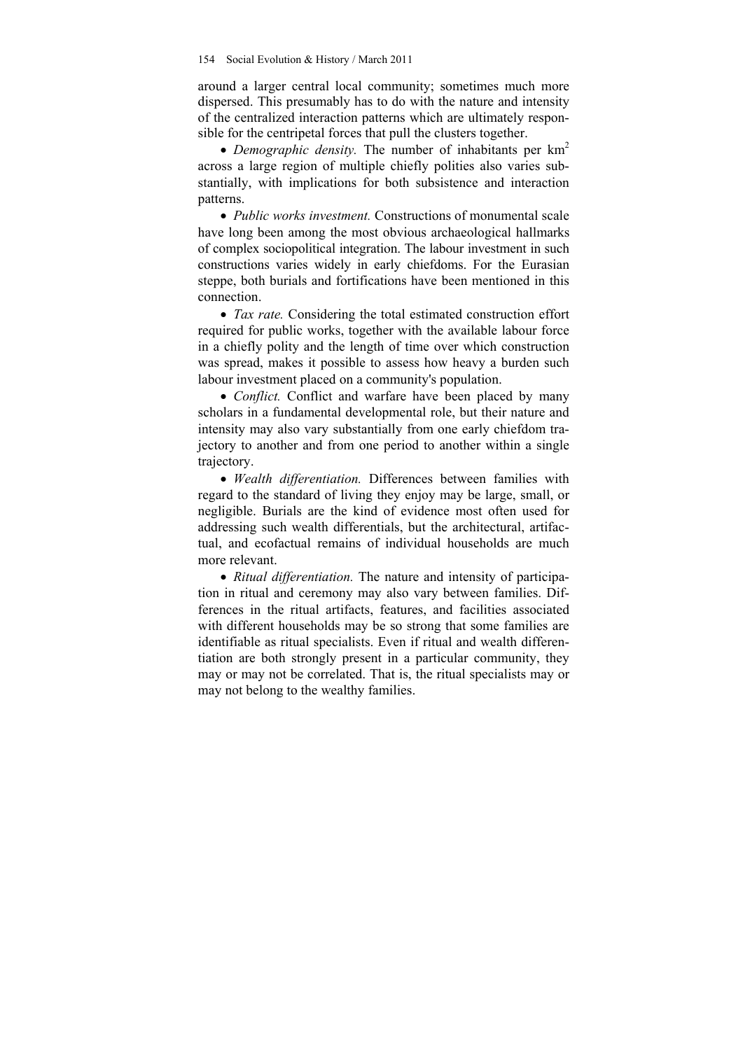around a larger central local community; sometimes much more dispersed. This presumably has to do with the nature and intensity of the centralized interaction patterns which are ultimately responsible for the centripetal forces that pull the clusters together.

- *Demographic density.* The number of inhabitants per $km^2$ across a large region of multiple chiefly polities also varies substantially, with implications for both subsistence and interaction patterns.
- *Public works investment.* Constructions of monumental scale have long been among the most obvious archaeological hallmarks of complex sociopolitical integration. The labour investment in such constructions varies widely in early chiefdoms. For the Eurasian steppe, both burials and fortifications have been mentioned in this connection.
- *Tax rate.* Considering the total estimated construction effort required for public works, together with the available labour force in a chiefly polity and the length of time over which construction was spread, makes it possible to assess how heavy a burden such labour investment placed on a community's population.
- *Conflict.* Conflict and warfare have been placed by many scholars in a fundamental developmental role, but their nature and intensity may also vary substantially from one early chiefdom trajectory to another and from one period to another within a single trajectory.
- *Wealth differentiation.* Differences between families with regard to the standard of living they enjoy may be large, small, or negligible. Burials are the kind of evidence most often used for addressing such wealth differentials, but the architectural, artifactual, and ecofactual remains of individual households are much more relevant.
- *Ritual differentiation.* The nature and intensity of participation in ritual and ceremony may also vary between families. Differences in the ritual artifacts, features, and facilities associated with different households may be so strong that some families are identifiable as ritual specialists. Even if ritual and wealth differentiation are both strongly present in a particular community, they may or may not be correlated. That is, the ritual specialists may or may not belong to the wealthy families.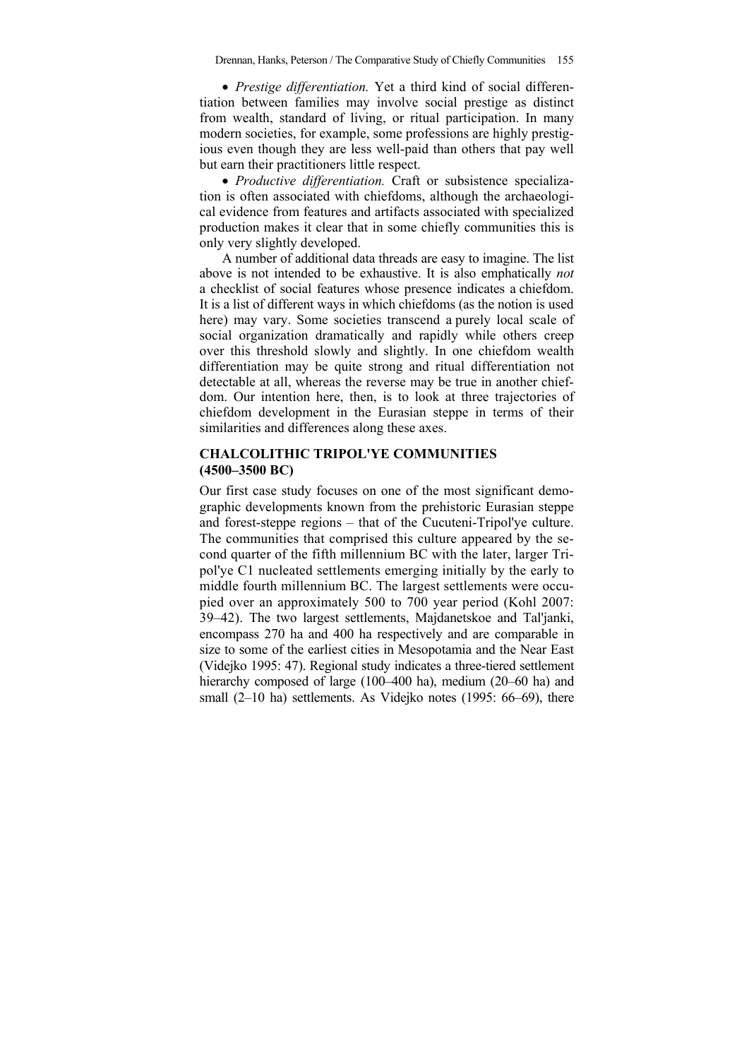- *Prestige differentiation.* Yet a third kind of social differentiation between families may involve social prestige as distinct from wealth, standard of living, or ritual participation. In many modern societies, for example, some professions are highly prestigious even though they are less well-paid than others that pay well but earn their practitioners little respect.
- *Productive differentiation.* Craft or subsistence specialization is often associated with chiefdoms, although the archaeological evidence from features and artifacts associated with specialized production makes it clear that in some chiefly communities this is only very slightly developed.

A number of additional data threads are easy to imagine. The list above is not intended to be exhaustive. It is also emphatically *not* a checklist of social features whose presence indicates a chiefdom. It is a list of different ways in which chiefdoms (as the notion is used here) may vary. Some societies transcend a purely local scale of social organization dramatically and rapidly while others creep over this threshold slowly and slightly. In one chiefdom wealth differentiation may be quite strong and ritual differentiation not detectable at all, whereas the reverse may be true in another chiefdom. Our intention here, then, is to look at three trajectories of chiefdom development in the Eurasian steppe in terms of their similarities and differences along these axes.

## CHALCOLITHIC TRIPOL'YE COMMUNITIES (4500–3500 BC)

Our first case study focuses on one of the most significant demographic developments known from the prehistoric Eurasian steppe and forest-steppe regions – that of the Cucuteni-Tripol'ye culture. The communities that comprised this culture appeared by the second quarter of the fifth millennium BC with the later, larger Tripol'ye C1 nucleated settlements emerging initially by the early to middle fourth millennium BC. The largest settlements were occupied over an approximately 500 to 700 year period (Kohl 2007: 39–42). The two largest settlements, Majdanetskoe and Tal'janki, encompass 270 ha and 400 ha respectively and are comparable in size to some of the earliest cities in Mesopotamia and the Near East (Videjko 1995: 47). Regional study indicates a three-tiered settlement hierarchy composed of large (100–400 ha), medium (20–60 ha) and small (2–10 ha) settlements. As Videjko notes (1995: 66–69), there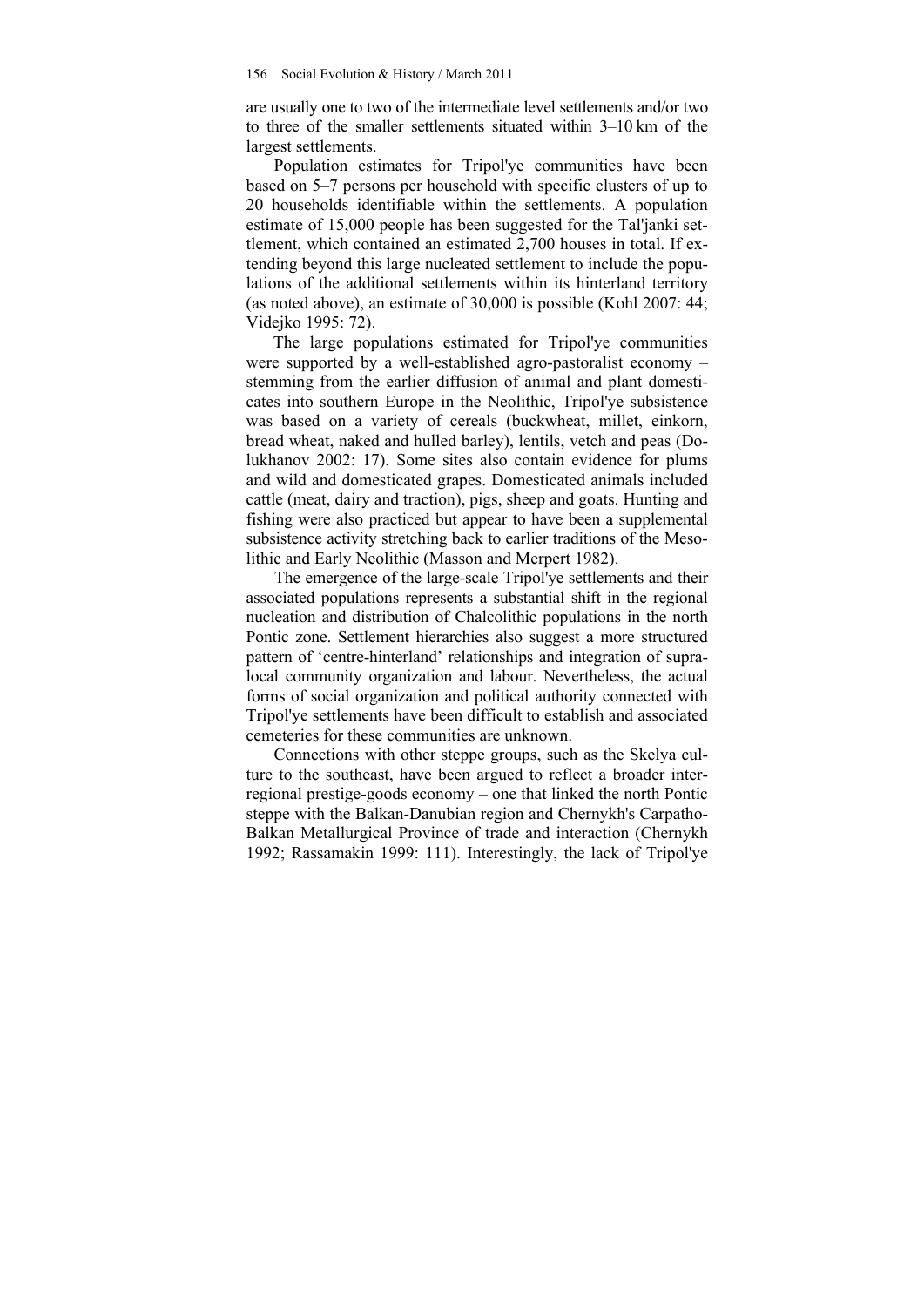are usually one to two of the intermediate level settlements and/or two to three of the smaller settlements situated within 3–10 km of the largest settlements.

Population estimates for Tripol'ye communities have been based on 5–7 persons per household with specific clusters of up to 20 households identifiable within the settlements. A population estimate of 15,000 people has been suggested for the Tal'janki settlement, which contained an estimated 2,700 houses in total. If extending beyond this large nucleated settlement to include the populations of the additional settlements within its hinterland territory (as noted above), an estimate of 30,000 is possible (Kohl 2007: 44; Videjko 1995: 72).

The large populations estimated for Tripol'ye communities were supported by a well-established agro-pastoralist economy – stemming from the earlier diffusion of animal and plant domesticates into southern Europe in the Neolithic, Tripol'ye subsistence was based on a variety of cereals (buckwheat, millet, einkorn, bread wheat, naked and hulled barley), lentils, vetch and peas (Dolukhanov 2002: 17). Some sites also contain evidence for plums and wild and domesticated grapes. Domesticated animals included cattle (meat, dairy and traction), pigs, sheep and goats. Hunting and fishing were also practiced but appear to have been a supplemental subsistence activity stretching back to earlier traditions of the Mesolithic and Early Neolithic (Masson and Merpert 1982).

The emergence of the large-scale Tripol'ye settlements and their associated populations represents a substantial shift in the regional nucleation and distribution of Chalcolithic populations in the north Pontic zone. Settlement hierarchies also suggest a more structured pattern of 'centre-hinterland' relationships and integration of supralocal community organization and labour. Nevertheless, the actual forms of social organization and political authority connected with Tripol'ye settlements have been difficult to establish and associated cemeteries for these communities are unknown.

Connections with other steppe groups, such as the Skelya culture to the southeast, have been argued to reflect a broader interregional prestige-goods economy – one that linked the north Pontic steppe with the Balkan-Danubian region and Chernykh's Carpatho-Balkan Metallurgical Province of trade and interaction (Chernykh 1992; Rassamakin 1999: 111). Interestingly, the lack of Tripol'ye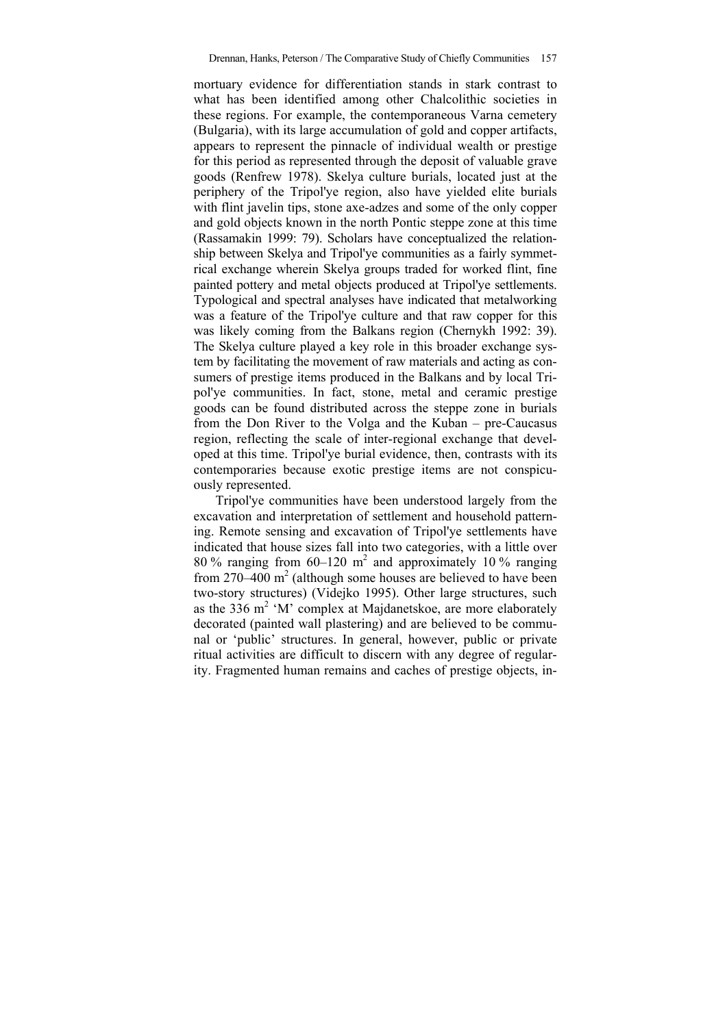mortuary evidence for differentiation stands in stark contrast to what has been identified among other Chalcolithic societies in these regions. For example, the contemporaneous Varna cemetery (Bulgaria), with its large accumulation of gold and copper artifacts, appears to represent the pinnacle of individual wealth or prestige for this period as represented through the deposit of valuable grave goods (Renfrew 1978). Skelya culture burials, located just at the periphery of the Tripol'ye region, also have yielded elite burials with flint javelin tips, stone axe-adzes and some of the only copper and gold objects known in the north Pontic steppe zone at this time (Rassamakin 1999: 79). Scholars have conceptualized the relationship between Skelya and Tripol'ye communities as a fairly symmetrical exchange wherein Skelya groups traded for worked flint, fine painted pottery and metal objects produced at Tripol'ye settlements. Typological and spectral analyses have indicated that metalworking was a feature of the Tripol'ye culture and that raw copper for this was likely coming from the Balkans region (Chernykh 1992: 39). The Skelya culture played a key role in this broader exchange system by facilitating the movement of raw materials and acting as consumers of prestige items produced in the Balkans and by local Tripol'ye communities. In fact, stone, metal and ceramic prestige goods can be found distributed across the steppe zone in burials from the Don River to the Volga and the Kuban – pre-Caucasus region, reflecting the scale of inter-regional exchange that developed at this time. Tripol'ye burial evidence, then, contrasts with its contemporaries because exotic prestige items are not conspicuously represented.

Tripol'ye communities have been understood largely from the excavation and interpretation of settlement and household patterning. Remote sensing and excavation of Tripol'ye settlements have indicated that house sizes fall into two categories, with a little over 80 % ranging from 60–120 $m^2$ and approximately 10 % ranging from 270–400 $m^2$ (although some houses are believed to have been two-story structures) (Videjko 1995). Other large structures, such as the 336 $m^2$ 'M' complex at Majdanetskoe, are more elaborately decorated (painted wall plastering) and are believed to be communal or 'public' structures. In general, however, public or private ritual activities are difficult to discern with any degree of regularity. Fragmented human remains and caches of prestige objects, in-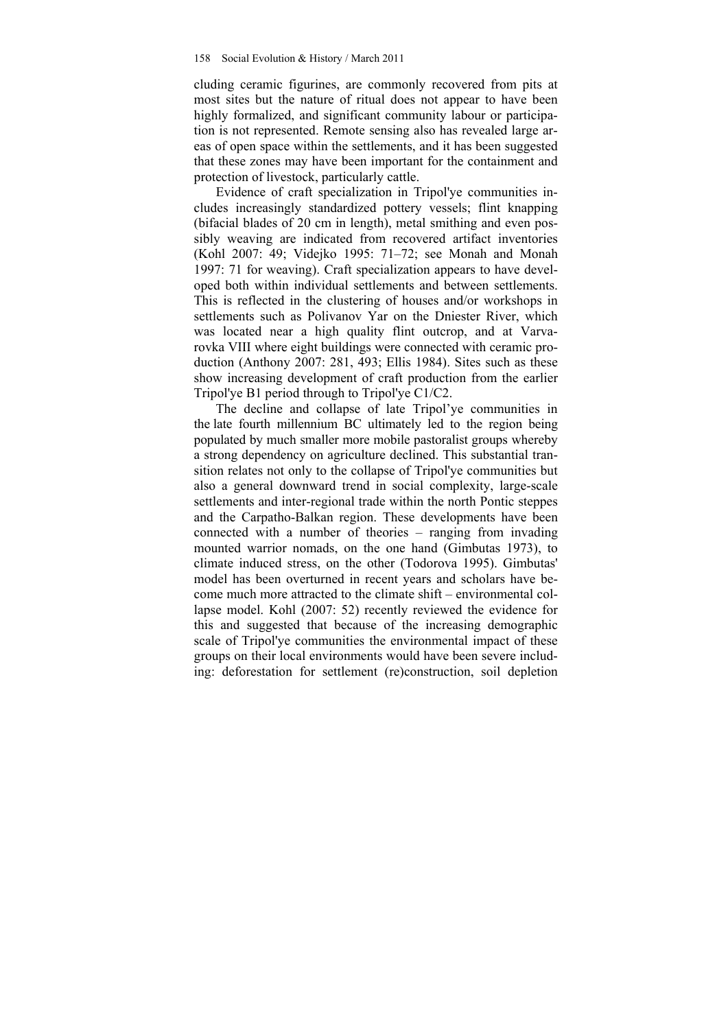cluding ceramic figurines, are commonly recovered from pits at most sites but the nature of ritual does not appear to have been highly formalized, and significant community labour or participation is not represented. Remote sensing also has revealed large areas of open space within the settlements, and it has been suggested that these zones may have been important for the containment and protection of livestock, particularly cattle.

Evidence of craft specialization in Tripol'ye communities includes increasingly standardized pottery vessels; flint knapping (bifacial blades of 20 cm in length), metal smithing and even possibly weaving are indicated from recovered artifact inventories (Kohl 2007: 49; Videjko 1995: 71–72; see Monah and Monah 1997: 71 for weaving). Craft specialization appears to have developed both within individual settlements and between settlements. This is reflected in the clustering of houses and/or workshops in settlements such as Polivanov Yar on the Dniester River, which was located near a high quality flint outcrop, and at Varvarovka VIII where eight buildings were connected with ceramic production (Anthony 2007: 281, 493; Ellis 1984). Sites such as these show increasing development of craft production from the earlier Tripol'ye B1 period through to Tripol'ye C1/C2.

The decline and collapse of late Tripol'ye communities in the late fourth millennium BC ultimately led to the region being populated by much smaller more mobile pastoralist groups whereby a strong dependency on agriculture declined. This substantial transition relates not only to the collapse of Tripol'ye communities but also a general downward trend in social complexity, large-scale settlements and inter-regional trade within the north Pontic steppes and the Carpatho-Balkan region. These developments have been connected with a number of theories – ranging from invading mounted warrior nomads, on the one hand (Gimbutas 1973), to climate induced stress, on the other (Todorova 1995). Gimbutas' model has been overturned in recent years and scholars have become much more attracted to the climate shift – environmental collapse model. Kohl (2007: 52) recently reviewed the evidence for this and suggested that because of the increasing demographic scale of Tripol'ye communities the environmental impact of these groups on their local environments would have been severe including: deforestation for settlement (re)construction, soil depletion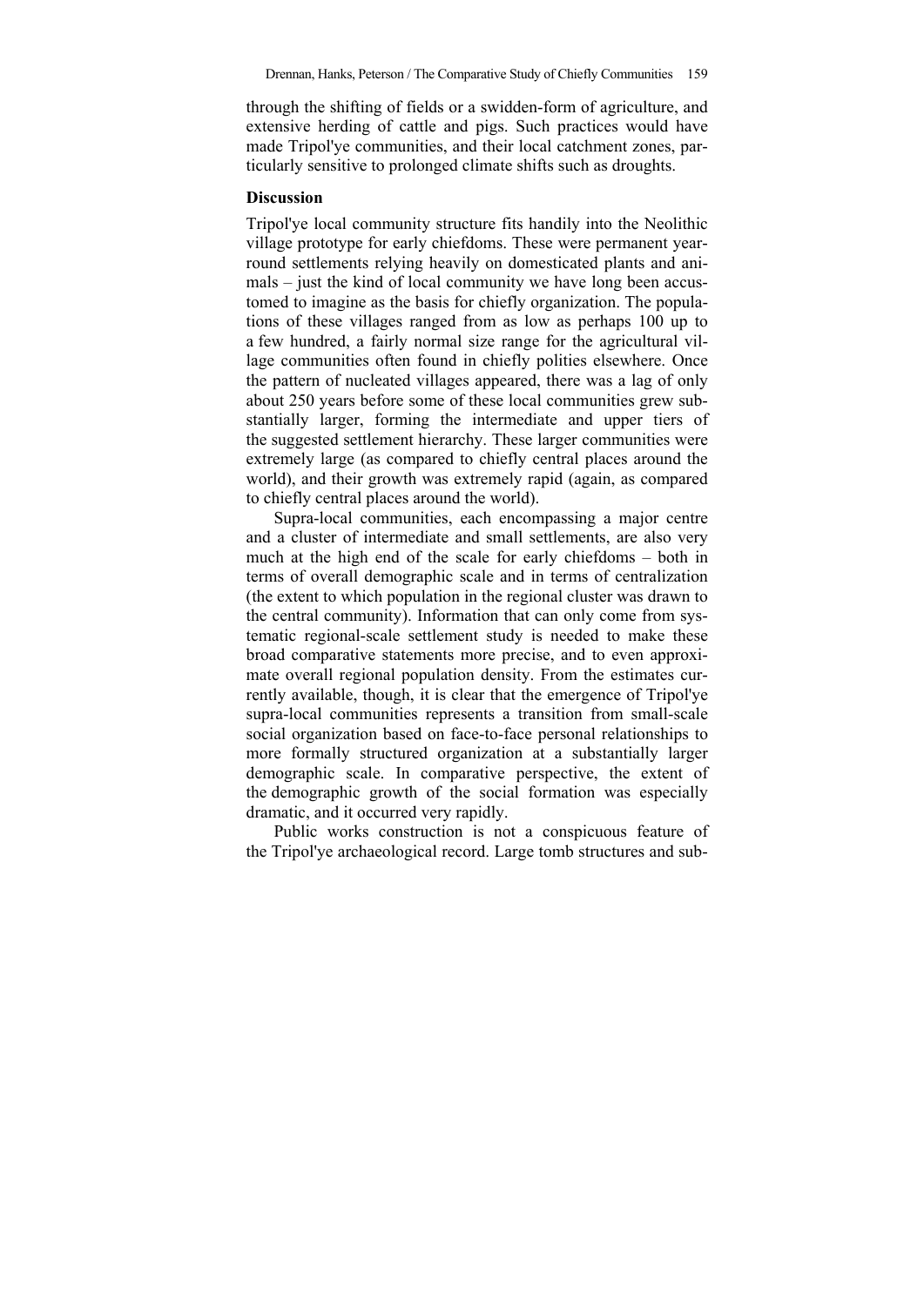through the shifting of fields or a swidden-form of agriculture, and extensive herding of cattle and pigs. Such practices would have made Tripol'ye communities, and their local catchment zones, particularly sensitive to prolonged climate shifts such as droughts.

## Discussion

Tripol'ye local community structure fits handily into the Neolithic village prototype for early chiefdoms. These were permanent year-round settlements relying heavily on domesticated plants and animals – just the kind of local community we have long been accustomed to imagine as the basis for chiefly organization. The populations of these villages ranged from as low as perhaps 100 up to a few hundred, a fairly normal size range for the agricultural village communities often found in chiefly polities elsewhere. Once the pattern of nucleated villages appeared, there was a lag of only about 250 years before some of these local communities grew substantially larger, forming the intermediate and upper tiers of the suggested settlement hierarchy. These larger communities were extremely large (as compared to chiefly central places around the world), and their growth was extremely rapid (again, as compared to chiefly central places around the world).

Supra-local communities, each encompassing a major centre and a cluster of intermediate and small settlements, are also very much at the high end of the scale for early chiefdoms – both in terms of overall demographic scale and in terms of centralization (the extent to which population in the regional cluster was drawn to the central community). Information that can only come from systematic regional-scale settlement study is needed to make these broad comparative statements more precise, and to even approximate overall regional population density. From the estimates currently available, though, it is clear that the emergence of Tripol'ye supra-local communities represents a transition from small-scale social organization based on face-to-face personal relationships to more formally structured organization at a substantially larger demographic scale. In comparative perspective, the extent of the demographic growth of the social formation was especially dramatic, and it occurred very rapidly.

Public works construction is not a conspicuous feature of the Tripol'ye archaeological record. Large tomb structures and sub-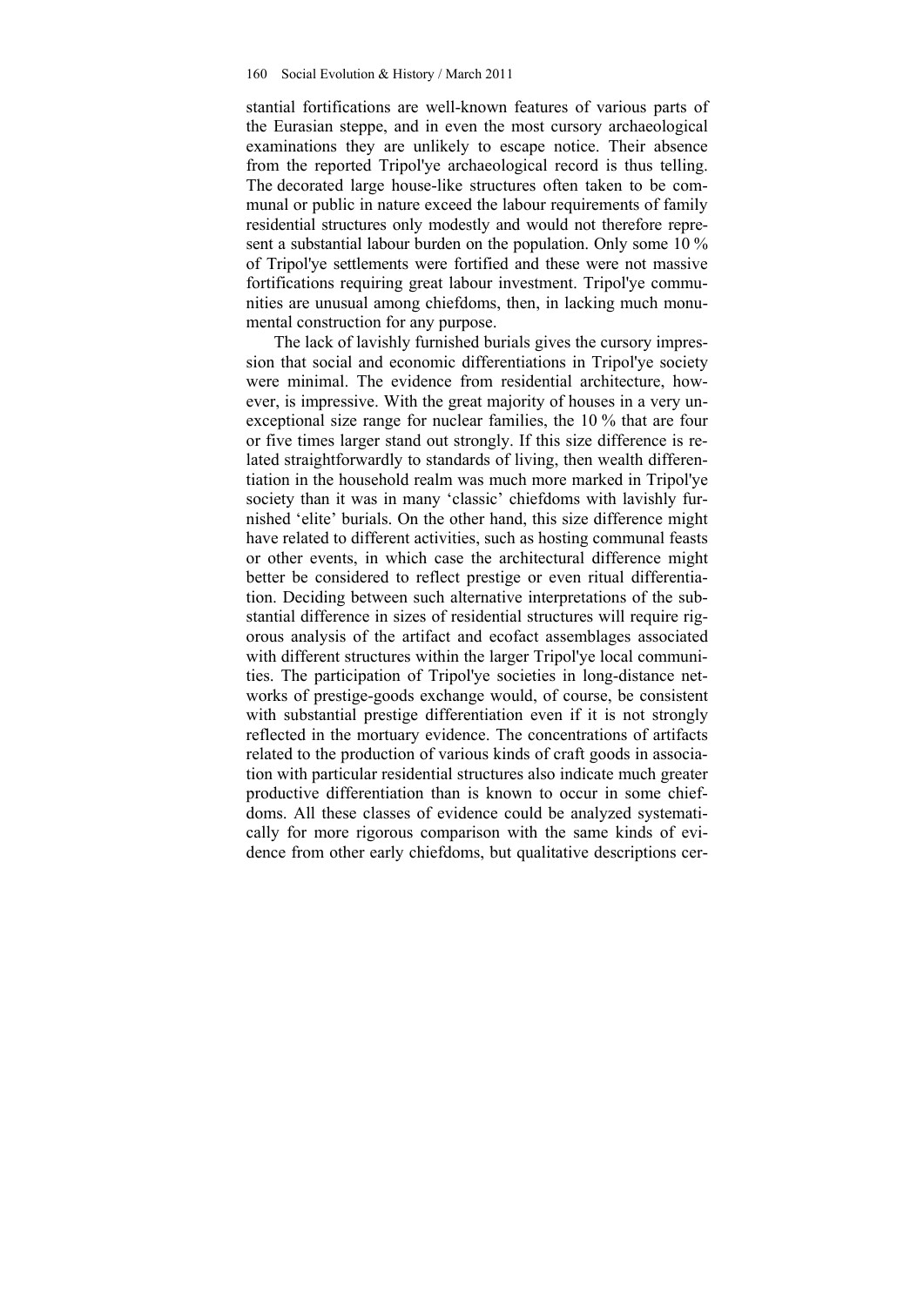stantial fortifications are well-known features of various parts of the Eurasian steppe, and in even the most cursory archaeological examinations they are unlikely to escape notice. Their absence from the reported Tripol'ye archaeological record is thus telling. The decorated large house-like structures often taken to be communal or public in nature exceed the labour requirements of family residential structures only modestly and would not therefore represent a substantial labour burden on the population. Only some 10 % of Tripol'ye settlements were fortified and these were not massive fortifications requiring great labour investment. Tripol'ye communities are unusual among chiefdoms, then, in lacking much monumental construction for any purpose.

The lack of lavishly furnished burials gives the cursory impression that social and economic differentiations in Tripol'ye society were minimal. The evidence from residential architecture, however, is impressive. With the great majority of houses in a very unexceptional size range for nuclear families, the 10 % that are four or five times larger stand out strongly. If this size difference is related straightforwardly to standards of living, then wealth differentiation in the household realm was much more marked in Tripol'ye society than it was in many 'classic' chiefdoms with lavishly furnished 'elite' burials. On the other hand, this size difference might have related to different activities, such as hosting communal feasts or other events, in which case the architectural difference might better be considered to reflect prestige or even ritual differentiation. Deciding between such alternative interpretations of the substantial difference in sizes of residential structures will require rigorous analysis of the artifact and ecofact assemblages associated with different structures within the larger Tripol'ye local communities. The participation of Tripol'ye societies in long-distance networks of prestige-goods exchange would, of course, be consistent with substantial prestige differentiation even if it is not strongly reflected in the mortuary evidence. The concentrations of artifacts related to the production of various kinds of craft goods in association with particular residential structures also indicate much greater productive differentiation than is known to occur in some chiefdoms. All these classes of evidence could be analyzed systematically for more rigorous comparison with the same kinds of evidence from other early chiefdoms, but qualitative descriptions cer-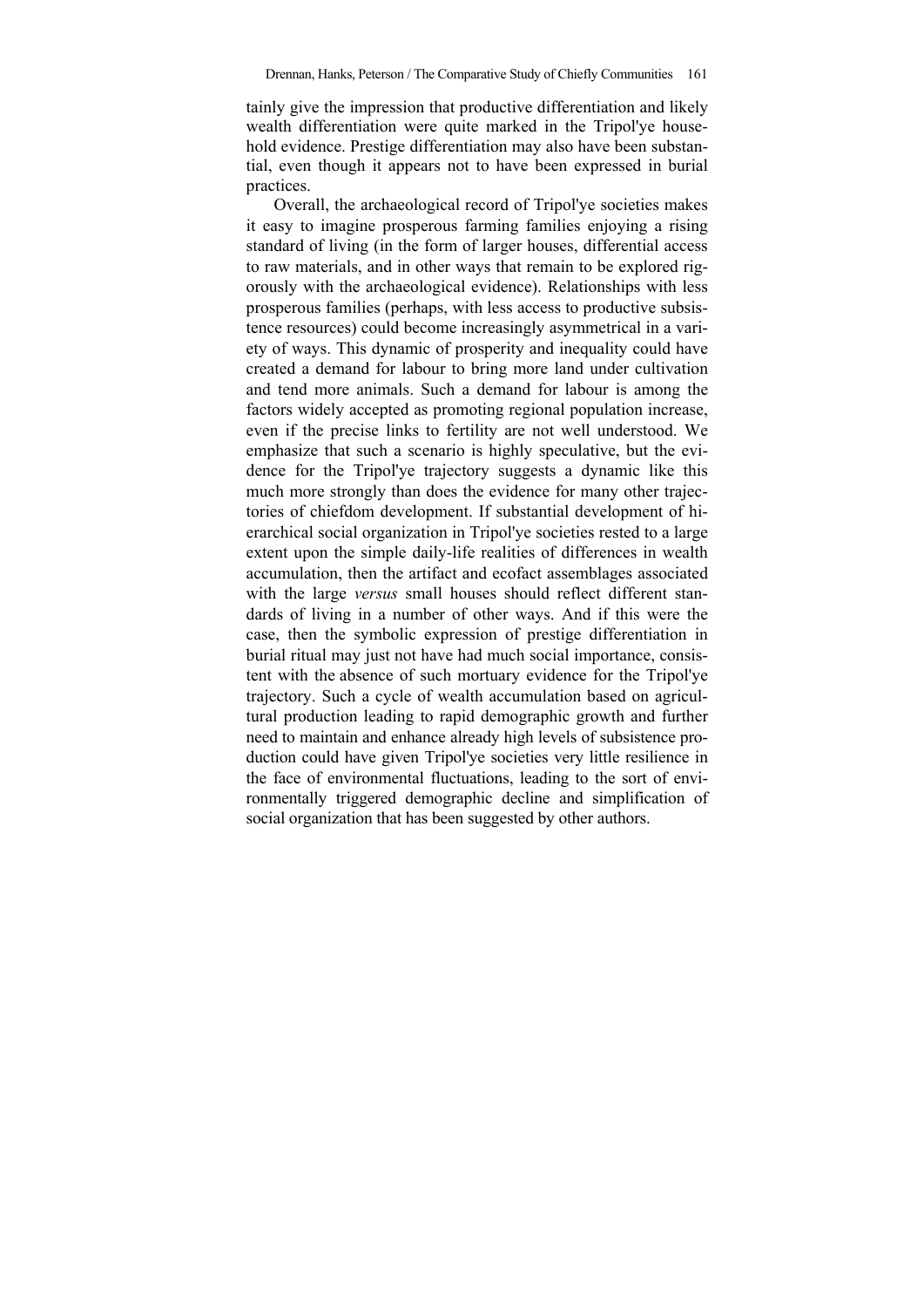tainly give the impression that productive differentiation and likely wealth differentiation were quite marked in the Tripol'ye household evidence. Prestige differentiation may also have been substantial, even though it appears not to have been expressed in burial practices.

Overall, the archaeological record of Tripol'ye societies makes it easy to imagine prosperous farming families enjoying a rising standard of living (in the form of larger houses, differential access to raw materials, and in other ways that remain to be explored rigorously with the archaeological evidence). Relationships with less prosperous families (perhaps, with less access to productive subsistence resources) could become increasingly asymmetrical in a variety of ways. This dynamic of prosperity and inequality could have created a demand for labour to bring more land under cultivation and tend more animals. Such a demand for labour is among the factors widely accepted as promoting regional population increase, even if the precise links to fertility are not well understood. We emphasize that such a scenario is highly speculative, but the evidence for the Tripol'ye trajectory suggests a dynamic like this much more strongly than does the evidence for many other trajectories of chiefdom development. If substantial development of hierarchical social organization in Tripol'ye societies rested to a large extent upon the simple daily-life realities of differences in wealth accumulation, then the artifact and ecofact assemblages associated with the large *versus* small houses should reflect different standards of living in a number of other ways. And if this were the case, then the symbolic expression of prestige differentiation in burial ritual may just not have had much social importance, consistent with the absence of such mortuary evidence for the Tripol'ye trajectory. Such a cycle of wealth accumulation based on agricultural production leading to rapid demographic growth and further need to maintain and enhance already high levels of subsistence production could have given Tripol'ye societies very little resilience in the face of environmental fluctuations, leading to the sort of environmentally triggered demographic decline and simplification of social organization that has been suggested by other authors.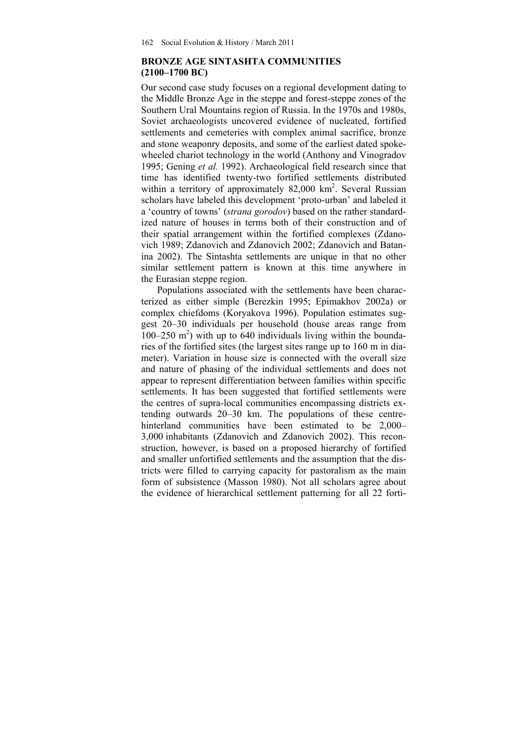## BRONZE AGE SINTASHTA COMMUNITIES (2100–1700 BC)

Our second case study focuses on a regional development dating to the Middle Bronze Age in the steppe and forest-steppe zones of the Southern Ural Mountains region of Russia. In the 1970s and 1980s, Soviet archaeologists uncovered evidence of nucleated, fortified settlements and cemeteries with complex animal sacrifice, bronze and stone weaponry deposits, and some of the earliest dated spoke-wheeled chariot technology in the world (Anthony and Vinogradov 1995; Gening *et al.* 1992). Archaeological field research since that time has identified twenty-two fortified settlements distributed within a territory of approximately 82,000 km$^2$. Several Russian scholars have labeled this development 'proto-urban' and labeled it a 'country of towns' (*strana gorodov*) based on the rather standardized nature of houses in terms both of their construction and of their spatial arrangement within the fortified complexes (Zdanovich 1989; Zdanovich and Zdanovich 2002; Zdanovich and Batanina 2002). The Sintashta settlements are unique in that no other similar settlement pattern is known at this time anywhere in the Eurasian steppe region.

Populations associated with the settlements have been characterized as either simple (Berezkin 1995; Epimakhov 2002a) or complex chiefdoms (Koryakova 1996). Population estimates suggest 20–30 individuals per household (house areas range from 100–250 m$^2$) with up to 640 individuals living within the boundaries of the fortified sites (the largest sites range up to 160 m in diameter). Variation in house size is connected with the overall size and nature of phasing of the individual settlements and does not appear to represent differentiation between families within specific settlements. It has been suggested that fortified settlements were the centres of supra-local communities encompassing districts extending outwards 20–30 km. The populations of these centre-hinterland communities have been estimated to be 2,000–3,000 inhabitants (Zdanovich and Zdanovich 2002). This reconstruction, however, is based on a proposed hierarchy of fortified and smaller unfortified settlements and the assumption that the districts were filled to carrying capacity for pastoralism as the main form of subsistence (Masson 1980). Not all scholars agree about the evidence of hierarchical settlement patterning for all 22 forti-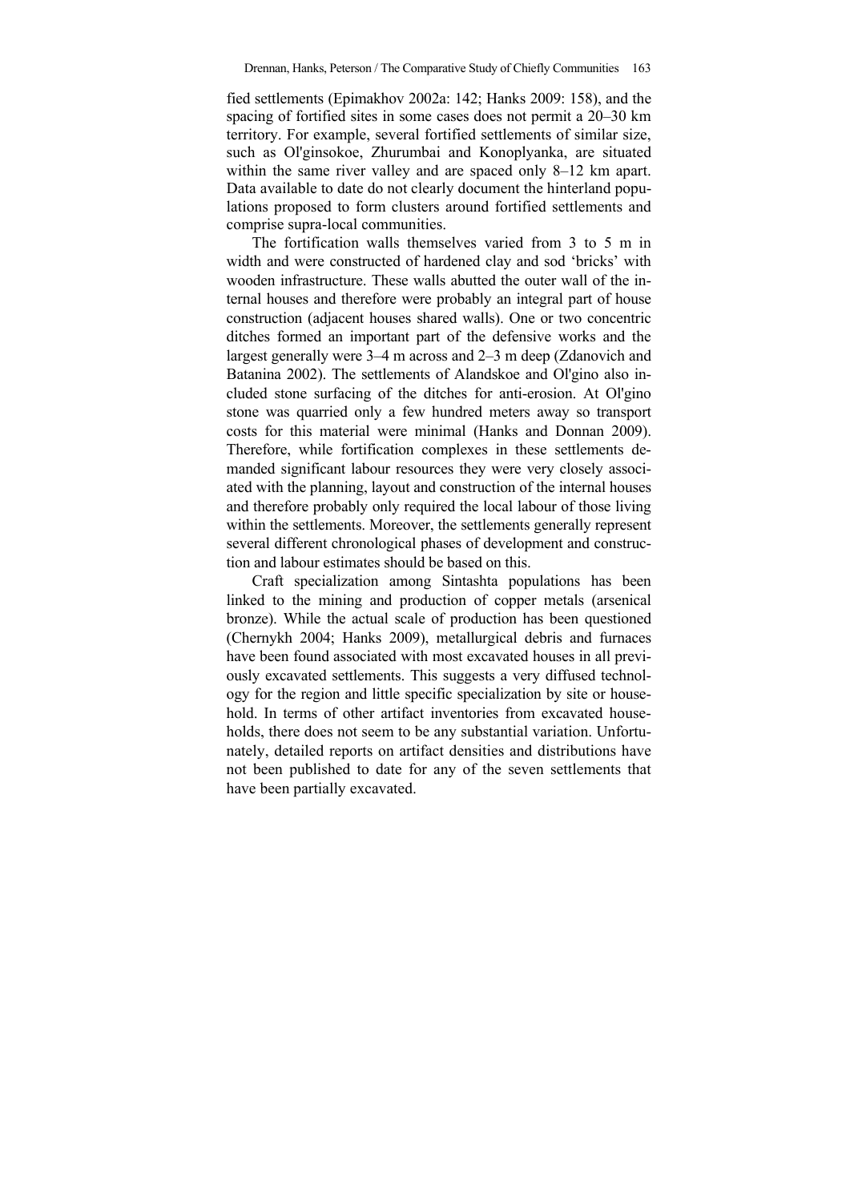fied settlements (Epimakhov 2002a: 142; Hanks 2009: 158), and the spacing of fortified sites in some cases does not permit a 20–30 km territory. For example, several fortified settlements of similar size, such as Ol'ginsokoe, Zhurumbai and Konoplyanka, are situated within the same river valley and are spaced only 8–12 km apart. Data available to date do not clearly document the hinterland populations proposed to form clusters around fortified settlements and comprise supra-local communities.

The fortification walls themselves varied from 3 to 5 m in width and were constructed of hardened clay and sod 'bricks' with wooden infrastructure. These walls abutted the outer wall of the internal houses and therefore were probably an integral part of house construction (adjacent houses shared walls). One or two concentric ditches formed an important part of the defensive works and the largest generally were 3–4 m across and 2–3 m deep (Zdanovich and Batanina 2002). The settlements of Alandskoe and Ol'gino also included stone surfacing of the ditches for anti-erosion. At Ol'gino stone was quarried only a few hundred meters away so transport costs for this material were minimal (Hanks and Donnan 2009). Therefore, while fortification complexes in these settlements demanded significant labour resources they were very closely associated with the planning, layout and construction of the internal houses and therefore probably only required the local labour of those living within the settlements. Moreover, the settlements generally represent several different chronological phases of development and construction and labour estimates should be based on this.

Craft specialization among Sintashta populations has been linked to the mining and production of copper metals (arsenical bronze). While the actual scale of production has been questioned (Chernykh 2004; Hanks 2009), metallurgical debris and furnaces have been found associated with most excavated houses in all previously excavated settlements. This suggests a very diffused technology for the region and little specific specialization by site or household. In terms of other artifact inventories from excavated households, there does not seem to be any substantial variation. Unfortunately, detailed reports on artifact densities and distributions have not been published to date for any of the seven settlements that have been partially excavated.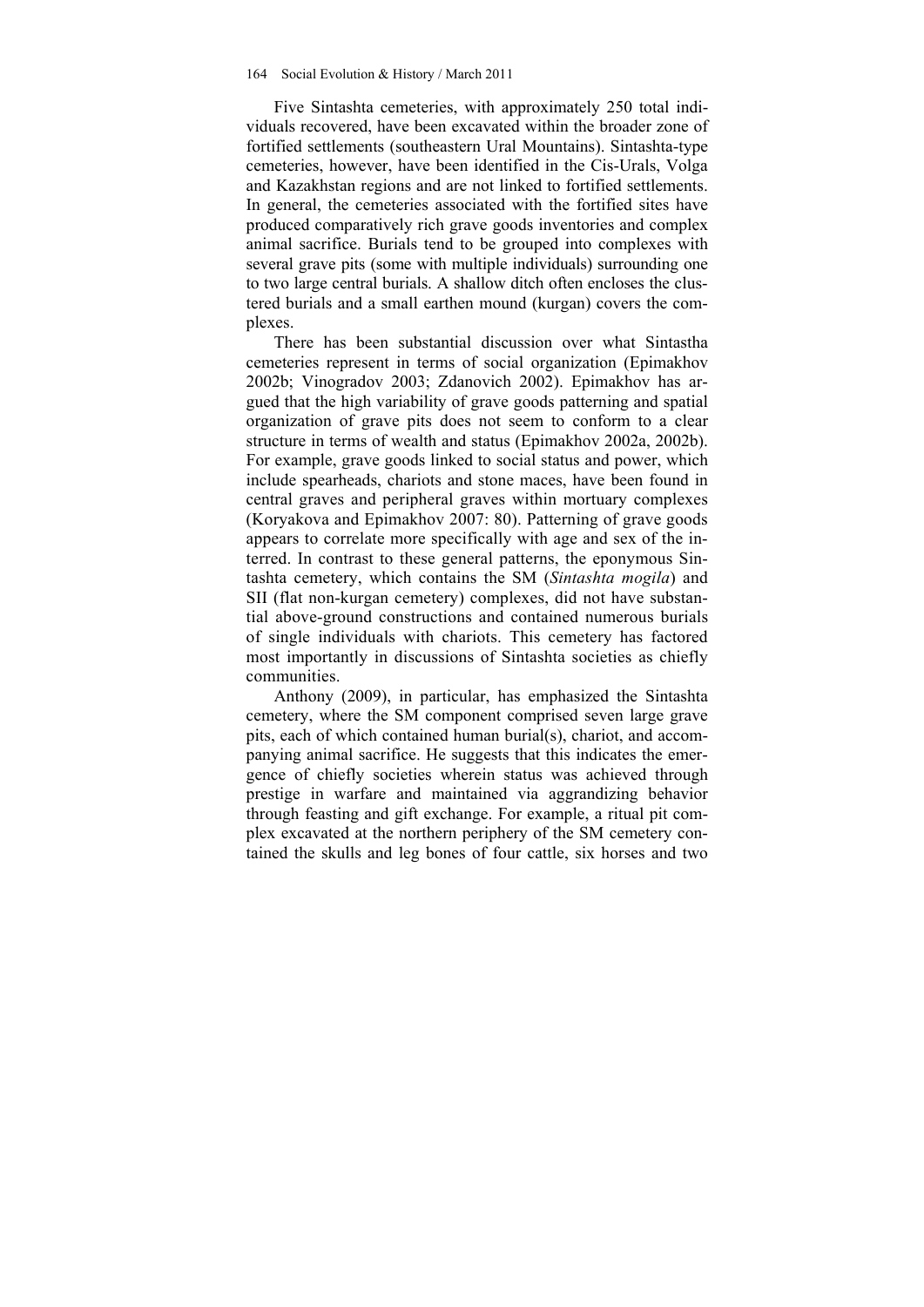Five Sintashta cemeteries, with approximately 250 total individuals recovered, have been excavated within the broader zone of fortified settlements (southeastern Ural Mountains). Sintashta-type cemeteries, however, have been identified in the Cis-Urals, Volga and Kazakhstan regions and are not linked to fortified settlements. In general, the cemeteries associated with the fortified sites have produced comparatively rich grave goods inventories and complex animal sacrifice. Burials tend to be grouped into complexes with several grave pits (some with multiple individuals) surrounding one to two large central burials. A shallow ditch often encloses the clustered burials and a small earthen mound (kurgan) covers the complexes.

There has been substantial discussion over what Sintastha cemeteries represent in terms of social organization (Epimakhov 2002b; Vinogradov 2003; Zdanovich 2002). Epimakhov has argued that the high variability of grave goods patterning and spatial organization of grave pits does not seem to conform to a clear structure in terms of wealth and status (Epimakhov 2002a, 2002b). For example, grave goods linked to social status and power, which include spearheads, chariots and stone maces, have been found in central graves and peripheral graves within mortuary complexes (Koryakova and Epimakhov 2007: 80). Patterning of grave goods appears to correlate more specifically with age and sex of the interred. In contrast to these general patterns, the eponymous Sintashta cemetery, which contains the SM (*Sintashta mogila*) and SII (flat non-kurgan cemetery) complexes, did not have substantial above-ground constructions and contained numerous burials of single individuals with chariots. This cemetery has factored most importantly in discussions of Sintashta societies as chiefly communities.

Anthony (2009), in particular, has emphasized the Sintashta cemetery, where the SM component comprised seven large grave pits, each of which contained human burial(s), chariot, and accompanying animal sacrifice. He suggests that this indicates the emergence of chiefly societies wherein status was achieved through prestige in warfare and maintained via aggrandizing behavior through feasting and gift exchange. For example, a ritual pit complex excavated at the northern periphery of the SM cemetery contained the skulls and leg bones of four cattle, six horses and two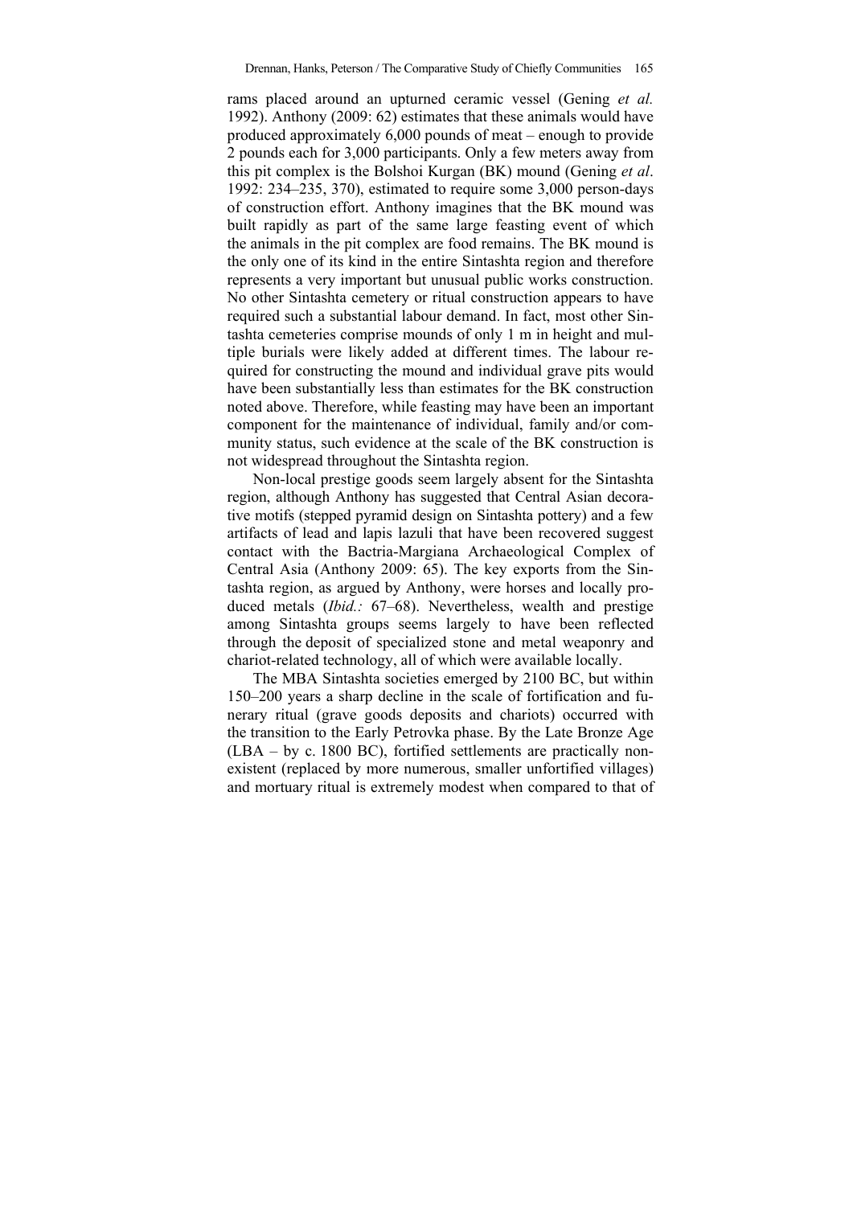rams placed around an upturned ceramic vessel (Gening *et al.* 1992). Anthony (2009: 62) estimates that these animals would have produced approximately 6,000 pounds of meat – enough to provide 2 pounds each for 3,000 participants. Only a few meters away from this pit complex is the Bolshoi Kurgan (BK) mound (Gening *et al*. 1992: 234–235, 370), estimated to require some 3,000 person-days of construction effort. Anthony imagines that the BK mound was built rapidly as part of the same large feasting event of which the animals in the pit complex are food remains. The BK mound is the only one of its kind in the entire Sintashta region and therefore represents a very important but unusual public works construction. No other Sintashta cemetery or ritual construction appears to have required such a substantial labour demand. In fact, most other Sintashta cemeteries comprise mounds of only 1 m in height and multiple burials were likely added at different times. The labour required for constructing the mound and individual grave pits would have been substantially less than estimates for the BK construction noted above. Therefore, while feasting may have been an important component for the maintenance of individual, family and/or community status, such evidence at the scale of the BK construction is not widespread throughout the Sintashta region.

Non-local prestige goods seem largely absent for the Sintashta region, although Anthony has suggested that Central Asian decorative motifs (stepped pyramid design on Sintashta pottery) and a few artifacts of lead and lapis lazuli that have been recovered suggest contact with the Bactria-Margiana Archaeological Complex of Central Asia (Anthony 2009: 65). The key exports from the Sintashta region, as argued by Anthony, were horses and locally produced metals (*Ibid.:* 67–68). Nevertheless, wealth and prestige among Sintashta groups seems largely to have been reflected through the deposit of specialized stone and metal weaponry and chariot-related technology, all of which were available locally.

The MBA Sintashta societies emerged by 2100 BC, but within 150–200 years a sharp decline in the scale of fortification and funerary ritual (grave goods deposits and chariots) occurred with the transition to the Early Petrovka phase. By the Late Bronze Age (LBA – by c. 1800 BC), fortified settlements are practically nonexistent (replaced by more numerous, smaller unfortified villages) and mortuary ritual is extremely modest when compared to that of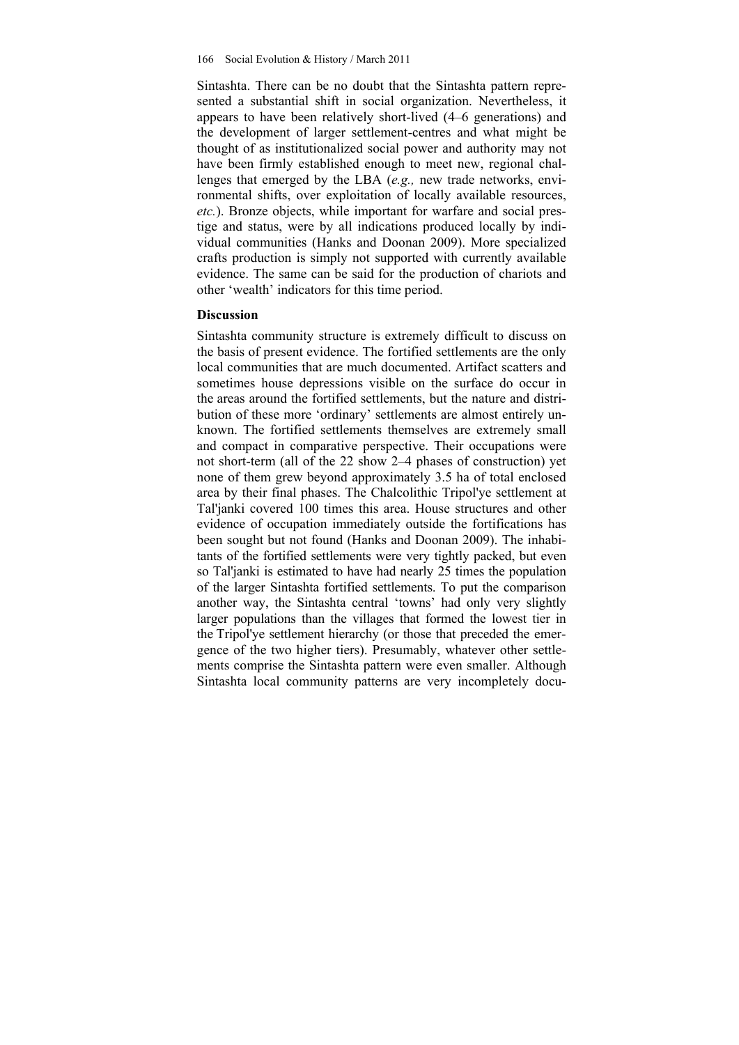Sintashta. There can be no doubt that the Sintashta pattern represented a substantial shift in social organization. Nevertheless, it appears to have been relatively short-lived (4–6 generations) and the development of larger settlement-centres and what might be thought of as institutionalized social power and authority may not have been firmly established enough to meet new, regional challenges that emerged by the LBA (*e.g.,* new trade networks, environmental shifts, over exploitation of locally available resources, *etc.*). Bronze objects, while important for warfare and social prestige and status, were by all indications produced locally by individual communities (Hanks and Doonan 2009). More specialized crafts production is simply not supported with currently available evidence. The same can be said for the production of chariots and other 'wealth' indicators for this time period.

### Discussion

Sintashta community structure is extremely difficult to discuss on the basis of present evidence. The fortified settlements are the only local communities that are much documented. Artifact scatters and sometimes house depressions visible on the surface do occur in the areas around the fortified settlements, but the nature and distribution of these more 'ordinary' settlements are almost entirely unknown. The fortified settlements themselves are extremely small and compact in comparative perspective. Their occupations were not short-term (all of the 22 show 2–4 phases of construction) yet none of them grew beyond approximately 3.5 ha of total enclosed area by their final phases. The Chalcolithic Tripol'ye settlement at Tal'janki covered 100 times this area. House structures and other evidence of occupation immediately outside the fortifications has been sought but not found (Hanks and Doonan 2009). The inhabitants of the fortified settlements were very tightly packed, but even so Tal'janki is estimated to have had nearly 25 times the population of the larger Sintashta fortified settlements. To put the comparison another way, the Sintashta central 'towns' had only very slightly larger populations than the villages that formed the lowest tier in the Tripol'ye settlement hierarchy (or those that preceded the emergence of the two higher tiers). Presumably, whatever other settlements comprise the Sintashta pattern were even smaller. Although Sintashta local community patterns are very incompletely docu-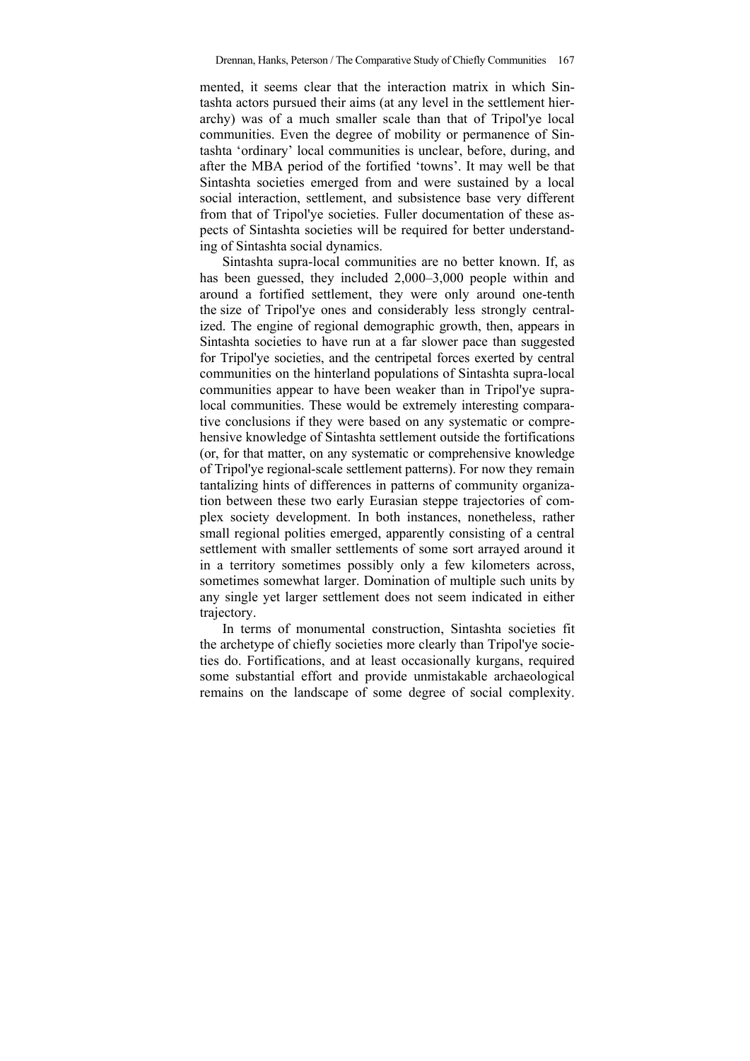mented, it seems clear that the interaction matrix in which Sintashta actors pursued their aims (at any level in the settlement hierarchy) was of a much smaller scale than that of Tripol'ye local communities. Even the degree of mobility or permanence of Sintashta 'ordinary' local communities is unclear, before, during, and after the MBA period of the fortified 'towns'. It may well be that Sintashta societies emerged from and were sustained by a local social interaction, settlement, and subsistence base very different from that of Tripol'ye societies. Fuller documentation of these aspects of Sintashta societies will be required for better understanding of Sintashta social dynamics.

Sintashta supra-local communities are no better known. If, as has been guessed, they included 2,000–3,000 people within and around a fortified settlement, they were only around one-tenth the size of Tripol'ye ones and considerably less strongly centralized. The engine of regional demographic growth, then, appears in Sintashta societies to have run at a far slower pace than suggested for Tripol'ye societies, and the centripetal forces exerted by central communities on the hinterland populations of Sintashta supra-local communities appear to have been weaker than in Tripol'ye supra-local communities. These would be extremely interesting comparative conclusions if they were based on any systematic or comprehensive knowledge of Sintashta settlement outside the fortifications (or, for that matter, on any systematic or comprehensive knowledge of Tripol'ye regional-scale settlement patterns). For now they remain tantalizing hints of differences in patterns of community organization between these two early Eurasian steppe trajectories of complex society development. In both instances, nonetheless, rather small regional polities emerged, apparently consisting of a central settlement with smaller settlements of some sort arrayed around it in a territory sometimes possibly only a few kilometers across, sometimes somewhat larger. Domination of multiple such units by any single yet larger settlement does not seem indicated in either trajectory.

In terms of monumental construction, Sintashta societies fit the archetype of chiefly societies more clearly than Tripol'ye societies do. Fortifications, and at least occasionally kurgans, required some substantial effort and provide unmistakable archaeological remains on the landscape of some degree of social complexity.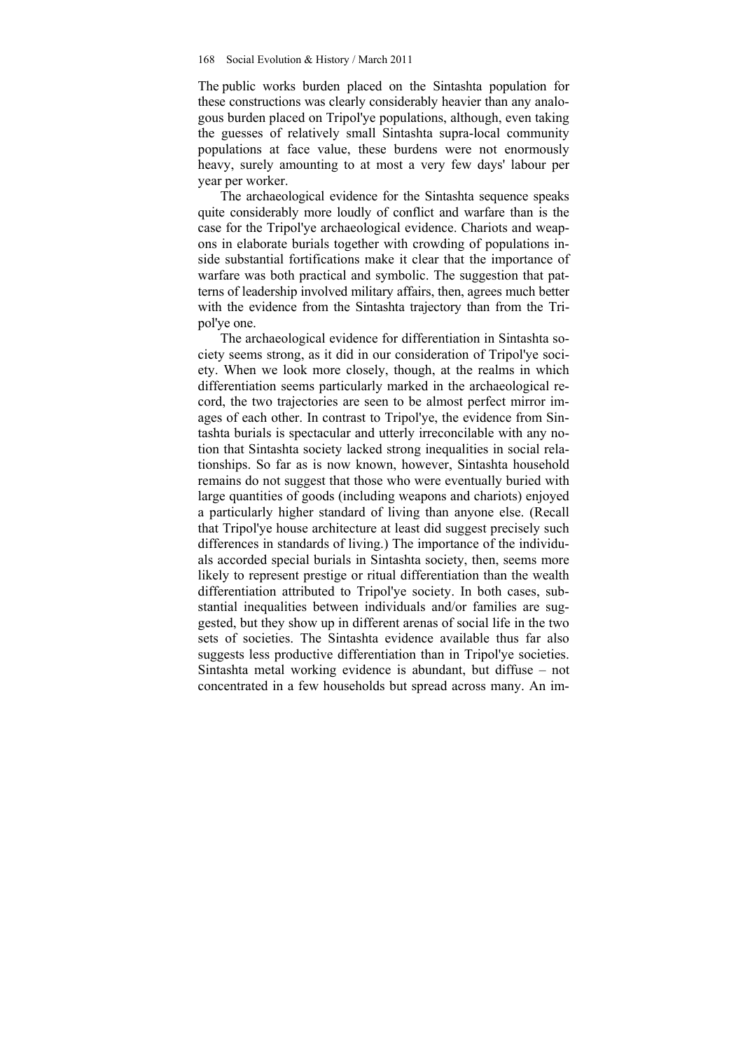The public works burden placed on the Sintashta population for these constructions was clearly considerably heavier than any analogous burden placed on Tripol'ye populations, although, even taking the guesses of relatively small Sintashta supra-local community populations at face value, these burdens were not enormously heavy, surely amounting to at most a very few days' labour per year per worker.

The archaeological evidence for the Sintashta sequence speaks quite considerably more loudly of conflict and warfare than is the case for the Tripol'ye archaeological evidence. Chariots and weapons in elaborate burials together with crowding of populations inside substantial fortifications make it clear that the importance of warfare was both practical and symbolic. The suggestion that patterns of leadership involved military affairs, then, agrees much better with the evidence from the Sintashta trajectory than from the Tripol'ye one.

The archaeological evidence for differentiation in Sintashta society seems strong, as it did in our consideration of Tripol'ye society. When we look more closely, though, at the realms in which differentiation seems particularly marked in the archaeological record, the two trajectories are seen to be almost perfect mirror images of each other. In contrast to Tripol'ye, the evidence from Sintashta burials is spectacular and utterly irreconcilable with any notion that Sintashta society lacked strong inequalities in social relationships. So far as is now known, however, Sintashta household remains do not suggest that those who were eventually buried with large quantities of goods (including weapons and chariots) enjoyed a particularly higher standard of living than anyone else. (Recall that Tripol'ye house architecture at least did suggest precisely such differences in standards of living.) The importance of the individuals accorded special burials in Sintashta society, then, seems more likely to represent prestige or ritual differentiation than the wealth differentiation attributed to Tripol'ye society. In both cases, substantial inequalities between individuals and/or families are suggested, but they show up in different arenas of social life in the two sets of societies. The Sintashta evidence available thus far also suggests less productive differentiation than in Tripol'ye societies. Sintashta metal working evidence is abundant, but diffuse – not concentrated in a few households but spread across many. An im-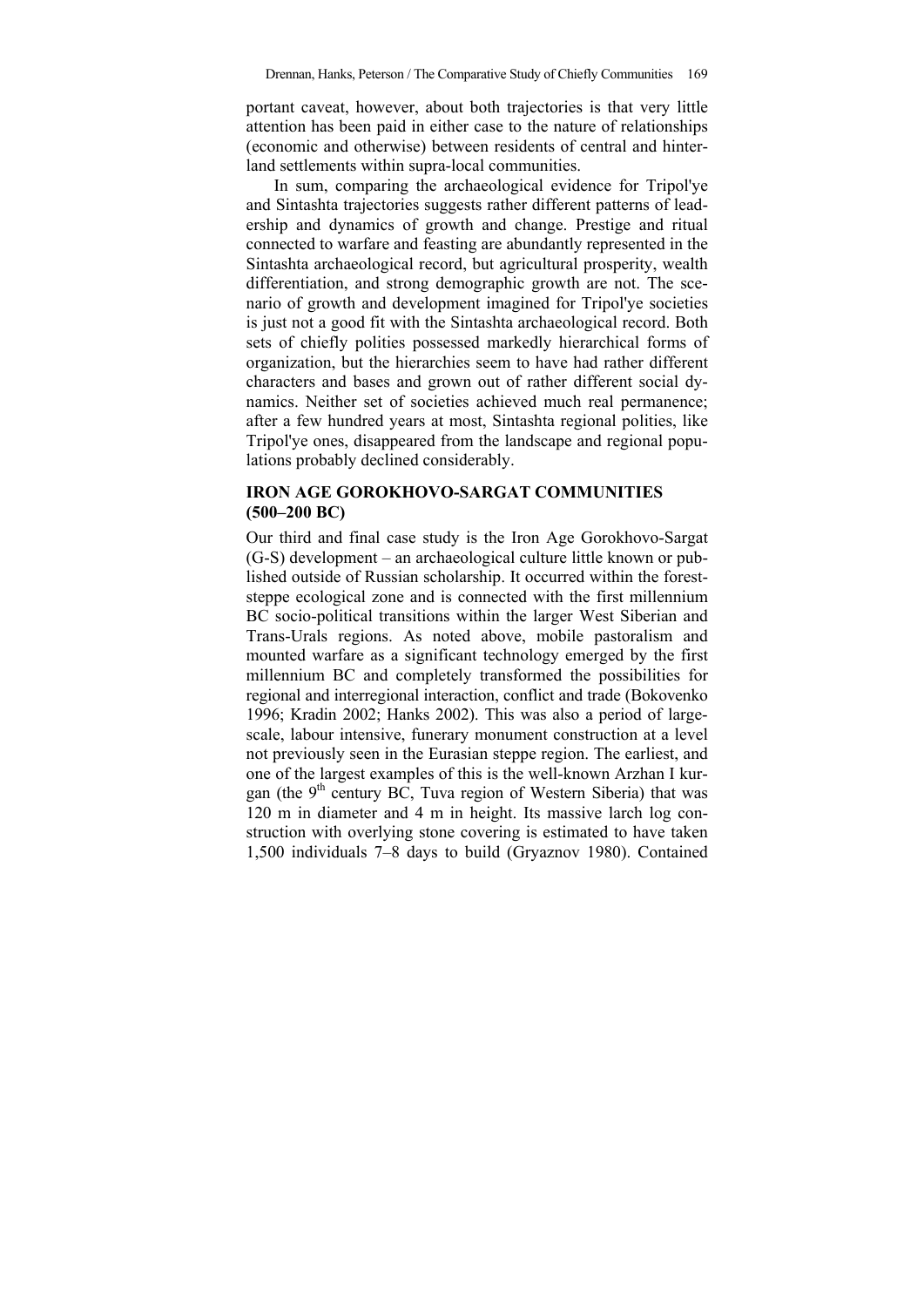portant caveat, however, about both trajectories is that very little attention has been paid in either case to the nature of relationships (economic and otherwise) between residents of central and hinterland settlements within supra-local communities.

In sum, comparing the archaeological evidence for Tripol'ye and Sintashta trajectories suggests rather different patterns of leadership and dynamics of growth and change. Prestige and ritual connected to warfare and feasting are abundantly represented in the Sintashta archaeological record, but agricultural prosperity, wealth differentiation, and strong demographic growth are not. The scenario of growth and development imagined for Tripol'ye societies is just not a good fit with the Sintashta archaeological record. Both sets of chiefly polities possessed markedly hierarchical forms of organization, but the hierarchies seem to have had rather different characters and bases and grown out of rather different social dynamics. Neither set of societies achieved much real permanence; after a few hundred years at most, Sintashta regional polities, like Tripol'ye ones, disappeared from the landscape and regional populations probably declined considerably.

## IRON AGE GOROKHOVO-SARGAT COMMUNITIES (500–200 BC)

Our third and final case study is the Iron Age Gorokhovo-Sargat (G-S) development – an archaeological culture little known or published outside of Russian scholarship. It occurred within the forest-steppe ecological zone and is connected with the first millennium BC socio-political transitions within the larger West Siberian and Trans-Urals regions. As noted above, mobile pastoralism and mounted warfare as a significant technology emerged by the first millennium BC and completely transformed the possibilities for regional and interregional interaction, conflict and trade (Bokovenko 1996; Kradin 2002; Hanks 2002). This was also a period of large-scale, labour intensive, funerary monument construction at a level not previously seen in the Eurasian steppe region. The earliest, and one of the largest examples of this is the well-known Arzhan I kurgan (the 9th century BC, Tuva region of Western Siberia) that was 120 m in diameter and 4 m in height. Its massive larch log construction with overlying stone covering is estimated to have taken 1,500 individuals 7–8 days to build (Gryaznov 1980). Contained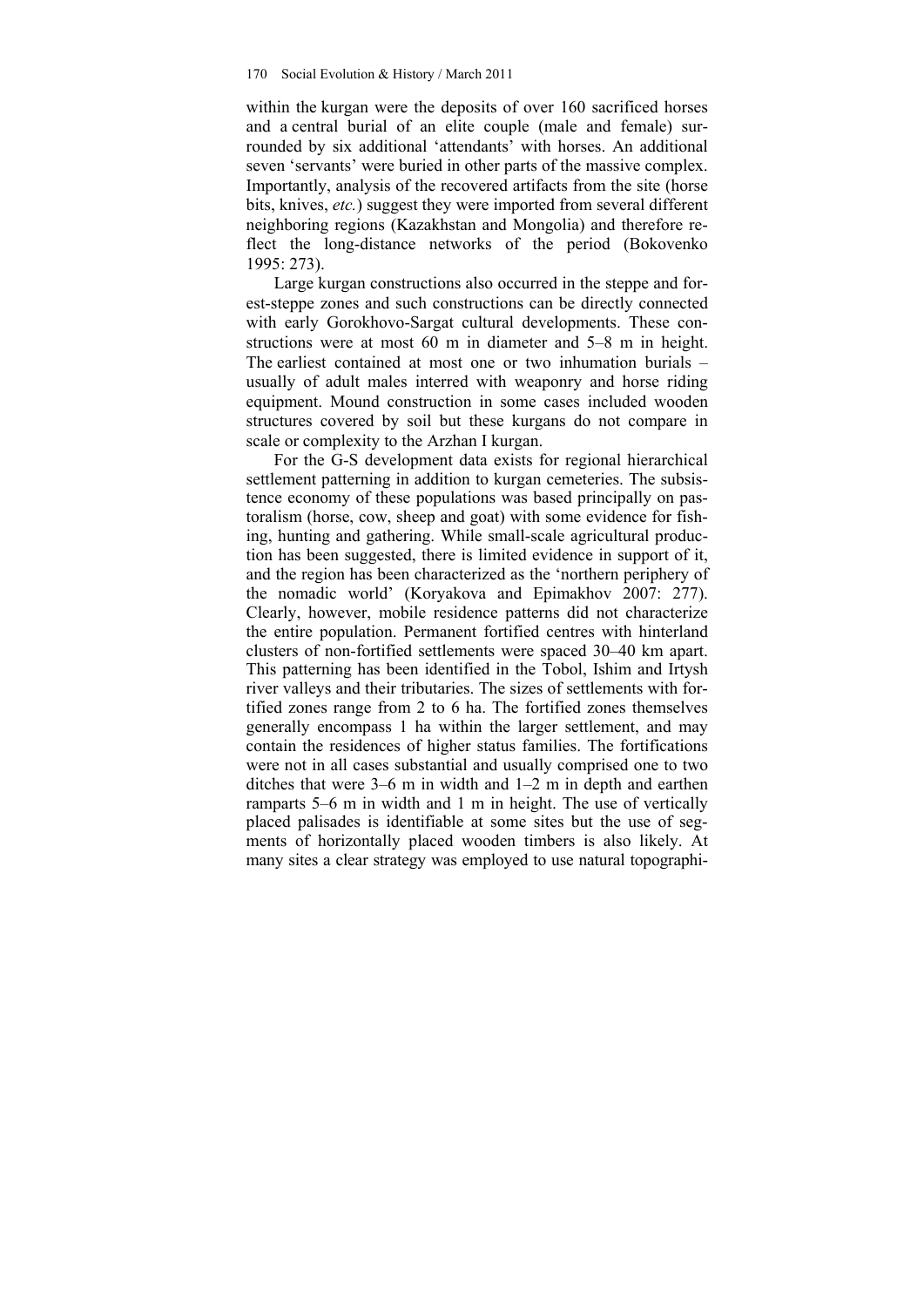within the kurgan were the deposits of over 160 sacrificed horses and a central burial of an elite couple (male and female) surrounded by six additional 'attendants' with horses. An additional seven 'servants' were buried in other parts of the massive complex. Importantly, analysis of the recovered artifacts from the site (horse bits, knives, *etc.*) suggest they were imported from several different neighboring regions (Kazakhstan and Mongolia) and therefore reflect the long-distance networks of the period (Bokovenko 1995: 273).

Large kurgan constructions also occurred in the steppe and forest-steppe zones and such constructions can be directly connected with early Gorokhovo-Sargat cultural developments. These constructions were at most 60 m in diameter and 5–8 m in height. The earliest contained at most one or two inhumation burials – usually of adult males interred with weaponry and horse riding equipment. Mound construction in some cases included wooden structures covered by soil but these kurgans do not compare in scale or complexity to the Arzhan I kurgan.

For the G-S development data exists for regional hierarchical settlement patterning in addition to kurgan cemeteries. The subsistence economy of these populations was based principally on pastoralism (horse, cow, sheep and goat) with some evidence for fishing, hunting and gathering. While small-scale agricultural production has been suggested, there is limited evidence in support of it, and the region has been characterized as the 'northern periphery of the nomadic world' (Koryakova and Epimakhov 2007: 277). Clearly, however, mobile residence patterns did not characterize the entire population. Permanent fortified centres with hinterland clusters of non-fortified settlements were spaced 30–40 km apart. This patterning has been identified in the Tobol, Ishim and Irtysh river valleys and their tributaries. The sizes of settlements with fortified zones range from 2 to 6 ha. The fortified zones themselves generally encompass 1 ha within the larger settlement, and may contain the residences of higher status families. The fortifications were not in all cases substantial and usually comprised one to two ditches that were 3–6 m in width and 1–2 m in depth and earthen ramparts 5–6 m in width and 1 m in height. The use of vertically placed palisades is identifiable at some sites but the use of segments of horizontally placed wooden timbers is also likely. At many sites a clear strategy was employed to use natural topographi-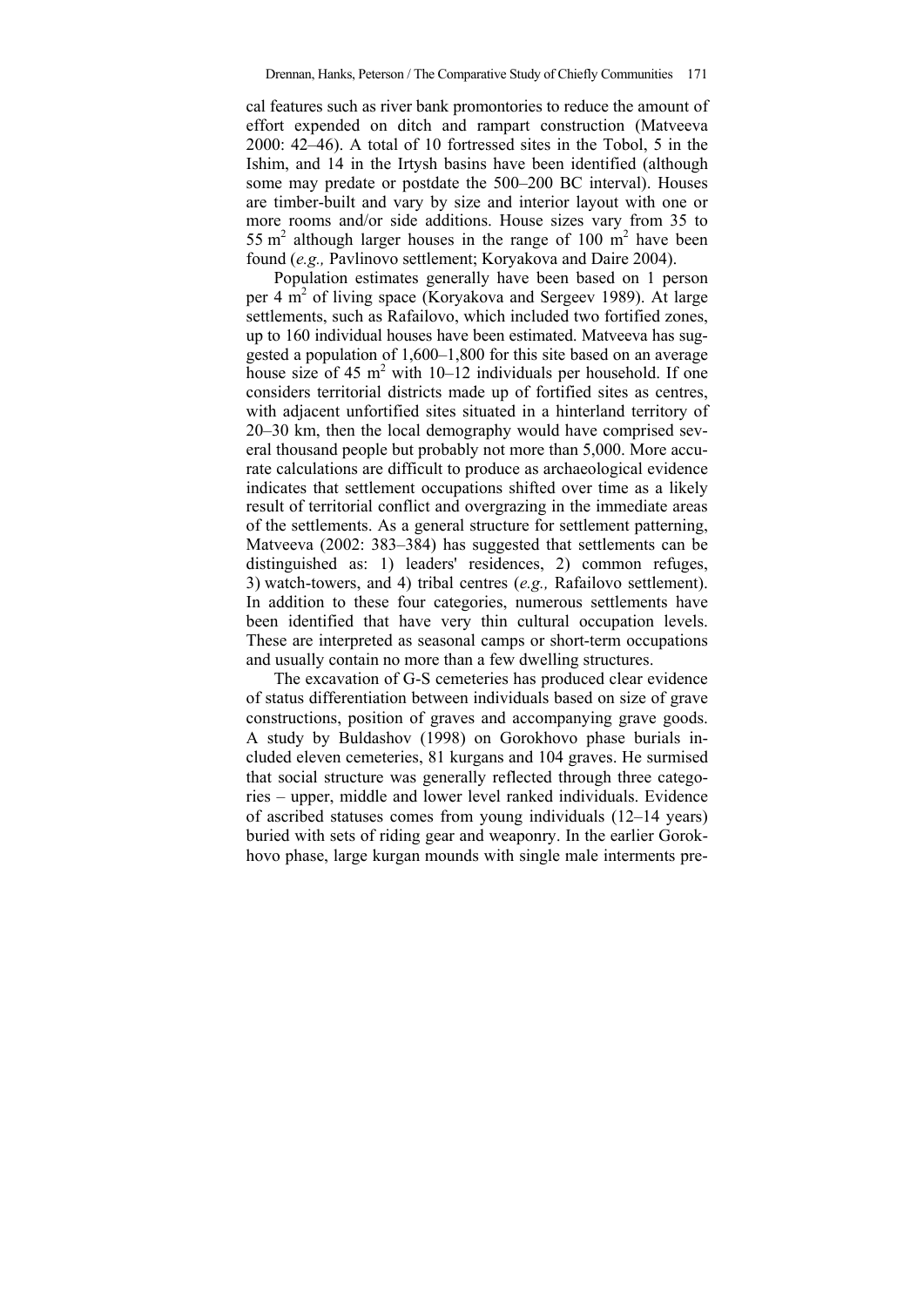cal features such as river bank promontories to reduce the amount of effort expended on ditch and rampart construction (Matveeva 2000: 42–46). A total of 10 fortressed sites in the Tobol, 5 in the Ishim, and 14 in the Irtysh basins have been identified (although some may predate or postdate the 500–200 BC interval). Houses are timber-built and vary by size and interior layout with one or more rooms and/or side additions. House sizes vary from 35 to 55 $m^2$ although larger houses in the range of 100 $m^2$ have been found (*e.g.,* Pavlinovo settlement; Koryakova and Daire 2004).

Population estimates generally have been based on 1 person per 4 $m^2$ of living space (Koryakova and Sergeev 1989). At large settlements, such as Rafailovo, which included two fortified zones, up to 160 individual houses have been estimated. Matveeva has suggested a population of 1,600–1,800 for this site based on an average house size of 45 $m^2$ with 10–12 individuals per household. If one considers territorial districts made up of fortified sites as centres, with adjacent unfortified sites situated in a hinterland territory of 20–30 km, then the local demography would have comprised several thousand people but probably not more than 5,000. More accurate calculations are difficult to produce as archaeological evidence indicates that settlement occupations shifted over time as a likely result of territorial conflict and overgrazing in the immediate areas of the settlements. As a general structure for settlement patterning, Matveeva (2002: 383–384) has suggested that settlements can be distinguished as: 1) leaders' residences, 2) common refuges, 3) watch-towers, and 4) tribal centres (*e.g.,* Rafailovo settlement). In addition to these four categories, numerous settlements have been identified that have very thin cultural occupation levels. These are interpreted as seasonal camps or short-term occupations and usually contain no more than a few dwelling structures.

The excavation of G-S cemeteries has produced clear evidence of status differentiation between individuals based on size of grave constructions, position of graves and accompanying grave goods. A study by Buldashov (1998) on Gorokhovo phase burials included eleven cemeteries, 81 kurgans and 104 graves. He surmised that social structure was generally reflected through three categories – upper, middle and lower level ranked individuals. Evidence of ascribed statuses comes from young individuals (12–14 years) buried with sets of riding gear and weaponry. In the earlier Gorokhovo phase, large kurgan mounds with single male interments pre-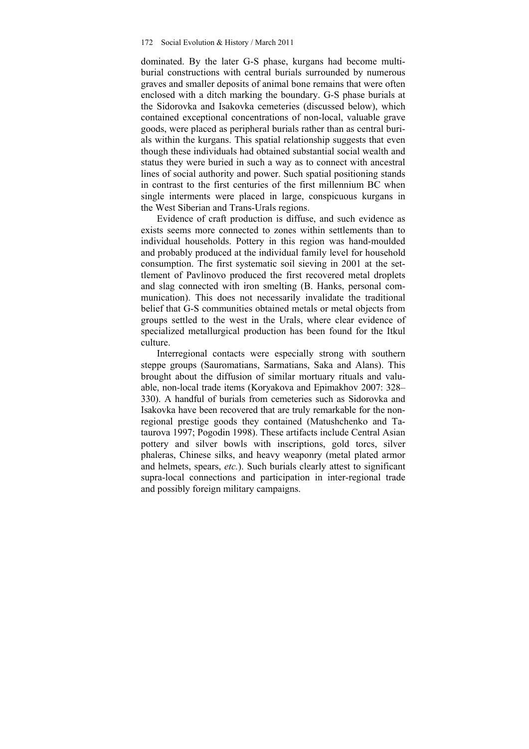dominated. By the later G-S phase, kurgans had become multi-burial constructions with central burials surrounded by numerous graves and smaller deposits of animal bone remains that were often enclosed with a ditch marking the boundary. G-S phase burials at the Sidorovka and Isakovka cemeteries (discussed below), which contained exceptional concentrations of non-local, valuable grave goods, were placed as peripheral burials rather than as central burials within the kurgans. This spatial relationship suggests that even though these individuals had obtained substantial social wealth and status they were buried in such a way as to connect with ancestral lines of social authority and power. Such spatial positioning stands in contrast to the first centuries of the first millennium BC when single interments were placed in large, conspicuous kurgans in the West Siberian and Trans-Urals regions.

Evidence of craft production is diffuse, and such evidence as exists seems more connected to zones within settlements than to individual households. Pottery in this region was hand-moulded and probably produced at the individual family level for household consumption. The first systematic soil sieving in 2001 at the settlement of Pavlinovo produced the first recovered metal droplets and slag connected with iron smelting (B. Hanks, personal communication). This does not necessarily invalidate the traditional belief that G-S communities obtained metals or metal objects from groups settled to the west in the Urals, where clear evidence of specialized metallurgical production has been found for the Itkul culture.

Interregional contacts were especially strong with southern steppe groups (Sauromatians, Sarmatians, Saka and Alans). This brought about the diffusion of similar mortuary rituals and valuable, non-local trade items (Koryakova and Epimakhov 2007: 328–330). A handful of burials from cemeteries such as Sidorovka and Isakovka have been recovered that are truly remarkable for the non-regional prestige goods they contained (Matushchenko and Tataurova 1997; Pogodin 1998). These artifacts include Central Asian pottery and silver bowls with inscriptions, gold torcs, silver phaleras, Chinese silks, and heavy weaponry (metal plated armor and helmets, spears, *etc.*). Such burials clearly attest to significant supra-local connections and participation in inter-regional trade and possibly foreign military campaigns.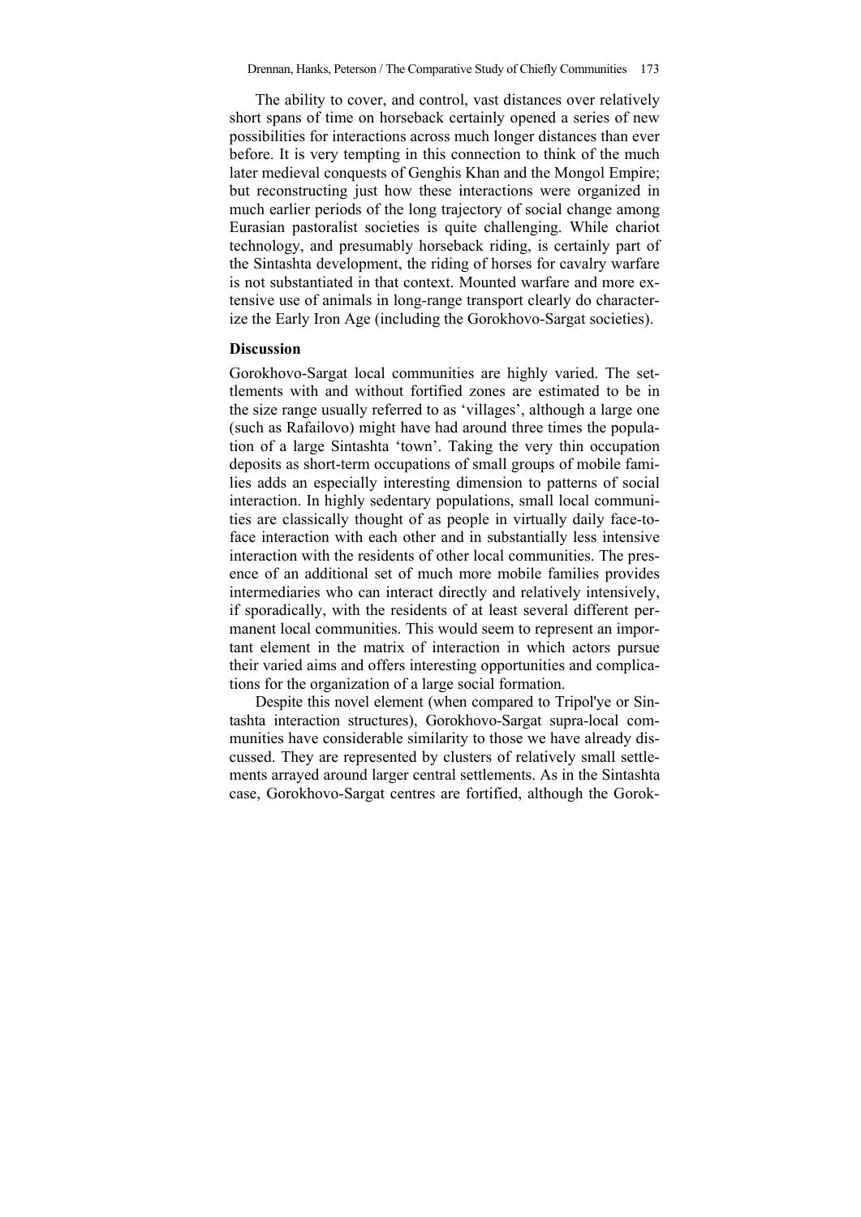The ability to cover, and control, vast distances over relatively short spans of time on horseback certainly opened a series of new possibilities for interactions across much longer distances than ever before. It is very tempting in this connection to think of the much later medieval conquests of Genghis Khan and the Mongol Empire; but reconstructing just how these interactions were organized in much earlier periods of the long trajectory of social change among Eurasian pastoralist societies is quite challenging. While chariot technology, and presumably horseback riding, is certainly part of the Sintashta development, the riding of horses for cavalry warfare is not substantiated in that context. Mounted warfare and more extensive use of animals in long-range transport clearly do characterize the Early Iron Age (including the Gorokhovo-Sargat societies).

## Discussion

Gorokhovo-Sargat local communities are highly varied. The settlements with and without fortified zones are estimated to be in the size range usually referred to as 'villages', although a large one (such as Rafailovo) might have had around three times the population of a large Sintashta 'town'. Taking the very thin occupation deposits as short-term occupations of small groups of mobile families adds an especially interesting dimension to patterns of social interaction. In highly sedentary populations, small local communities are classically thought of as people in virtually daily face-to-face interaction with each other and in substantially less intensive interaction with the residents of other local communities. The presence of an additional set of much more mobile families provides intermediaries who can interact directly and relatively intensively, if sporadically, with the residents of at least several different permanent local communities. This would seem to represent an important element in the matrix of interaction in which actors pursue their varied aims and offers interesting opportunities and complications for the organization of a large social formation.

Despite this novel element (when compared to Tripol'ye or Sintashta interaction structures), Gorokhovo-Sargat supra-local communities have considerable similarity to those we have already discussed. They are represented by clusters of relatively small settlements arrayed around larger central settlements. As in the Sintashta case, Gorokhovo-Sargat centres are fortified, although the Gorok-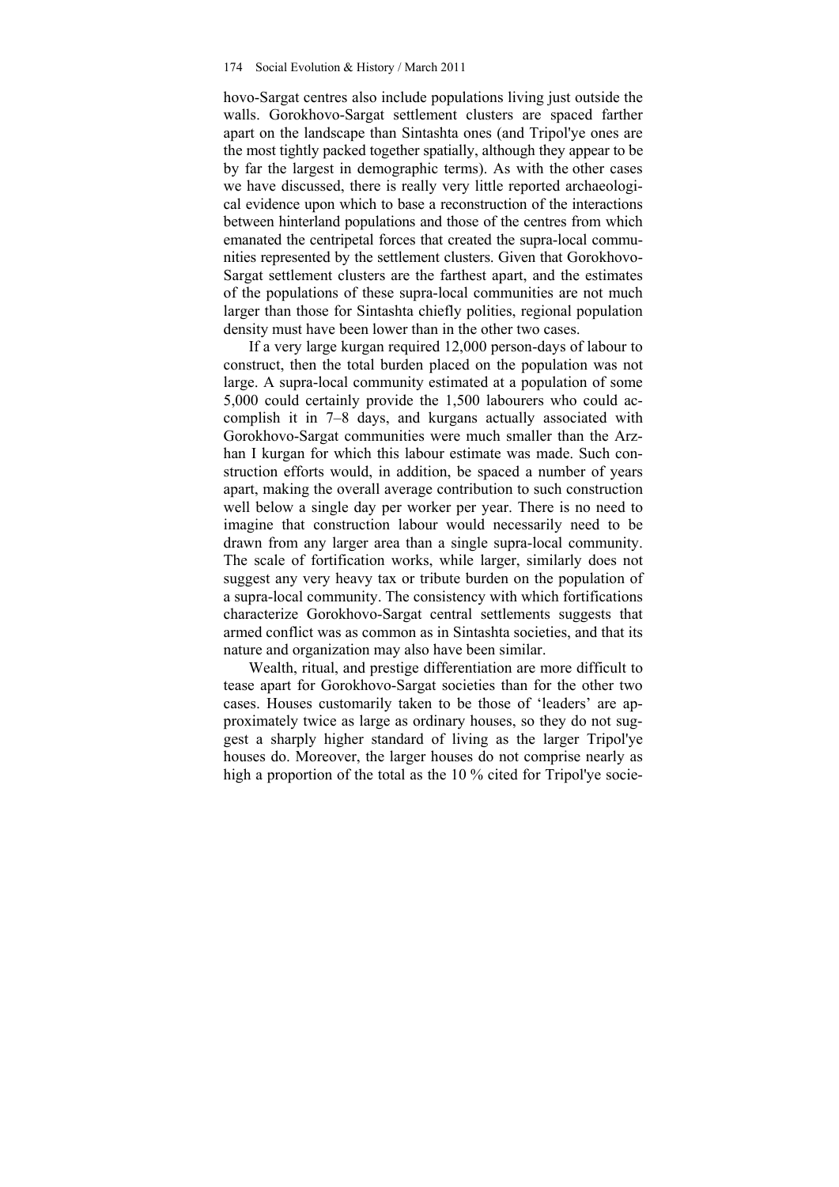hovo-Sargat centres also include populations living just outside the walls. Gorokhovo-Sargat settlement clusters are spaced farther apart on the landscape than Sintashta ones (and Tripol'ye ones are the most tightly packed together spatially, although they appear to be by far the largest in demographic terms). As with the other cases we have discussed, there is really very little reported archaeological evidence upon which to base a reconstruction of the interactions between hinterland populations and those of the centres from which emanated the centripetal forces that created the supra-local communities represented by the settlement clusters. Given that Gorokhovo-Sargat settlement clusters are the farthest apart, and the estimates of the populations of these supra-local communities are not much larger than those for Sintashta chiefly polities, regional population density must have been lower than in the other two cases.

If a very large kurgan required 12,000 person-days of labour to construct, then the total burden placed on the population was not large. A supra-local community estimated at a population of some 5,000 could certainly provide the 1,500 labourers who could accomplish it in 7–8 days, and kurgans actually associated with Gorokhovo-Sargat communities were much smaller than the Arzhan I kurgan for which this labour estimate was made. Such construction efforts would, in addition, be spaced a number of years apart, making the overall average contribution to such construction well below a single day per worker per year. There is no need to imagine that construction labour would necessarily need to be drawn from any larger area than a single supra-local community. The scale of fortification works, while larger, similarly does not suggest any very heavy tax or tribute burden on the population of a supra-local community. The consistency with which fortifications characterize Gorokhovo-Sargat central settlements suggests that armed conflict was as common as in Sintashta societies, and that its nature and organization may also have been similar.

Wealth, ritual, and prestige differentiation are more difficult to tease apart for Gorokhovo-Sargat societies than for the other two cases. Houses customarily taken to be those of 'leaders' are approximately twice as large as ordinary houses, so they do not suggest a sharply higher standard of living as the larger Tripol'ye houses do. Moreover, the larger houses do not comprise nearly as high a proportion of the total as the 10 % cited for Tripol'ye socie-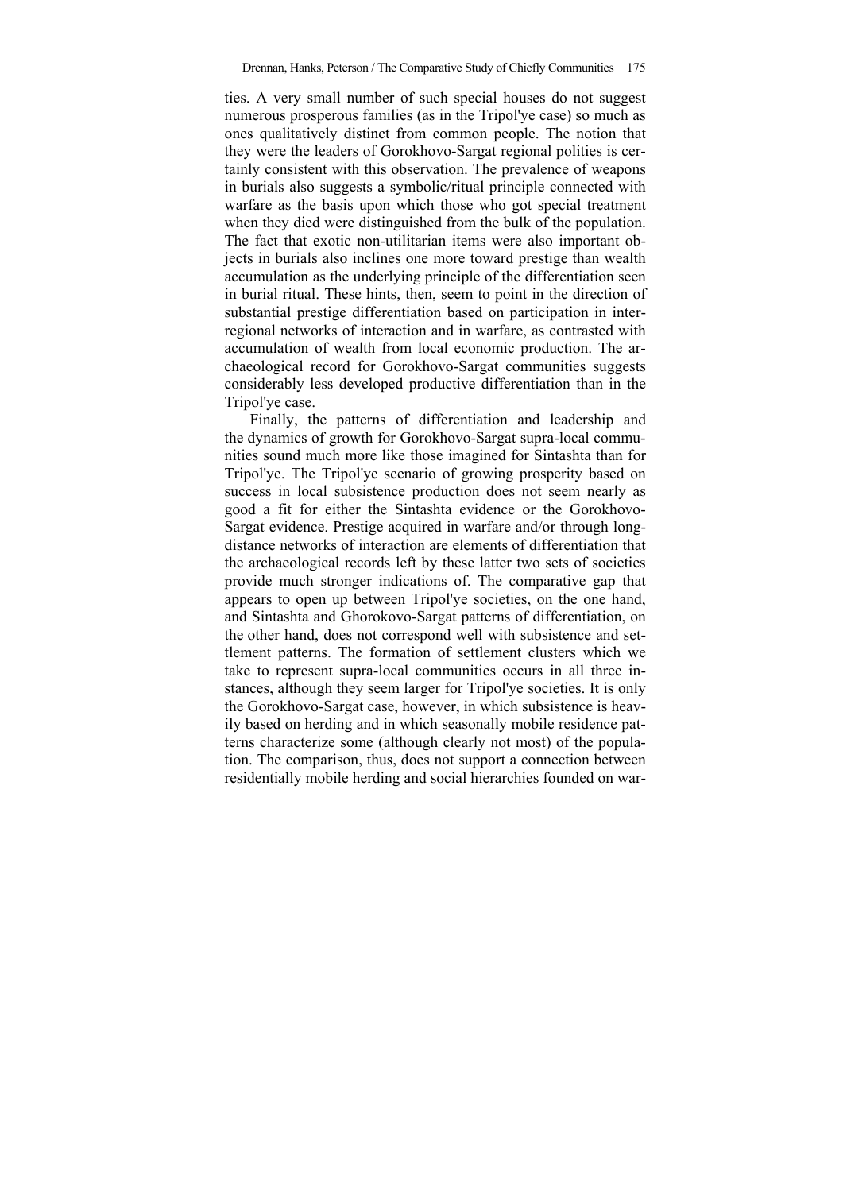ties. A very small number of such special houses do not suggest numerous prosperous families (as in the Tripol'ye case) so much as ones qualitatively distinct from common people. The notion that they were the leaders of Gorokhovo-Sargat regional polities is certainly consistent with this observation. The prevalence of weapons in burials also suggests a symbolic/ritual principle connected with warfare as the basis upon which those who got special treatment when they died were distinguished from the bulk of the population. The fact that exotic non-utilitarian items were also important objects in burials also inclines one more toward prestige than wealth accumulation as the underlying principle of the differentiation seen in burial ritual. These hints, then, seem to point in the direction of substantial prestige differentiation based on participation in interregional networks of interaction and in warfare, as contrasted with accumulation of wealth from local economic production. The archaeological record for Gorokhovo-Sargat communities suggests considerably less developed productive differentiation than in the Tripol'ye case.

Finally, the patterns of differentiation and leadership and the dynamics of growth for Gorokhovo-Sargat supra-local communities sound much more like those imagined for Sintashta than for Tripol'ye. The Tripol'ye scenario of growing prosperity based on success in local subsistence production does not seem nearly as good a fit for either the Sintashta evidence or the Gorokhovo-Sargat evidence. Prestige acquired in warfare and/or through long-distance networks of interaction are elements of differentiation that the archaeological records left by these latter two sets of societies provide much stronger indications of. The comparative gap that appears to open up between Tripol'ye societies, on the one hand, and Sintashta and Ghorokovo-Sargat patterns of differentiation, on the other hand, does not correspond well with subsistence and settlement patterns. The formation of settlement clusters which we take to represent supra-local communities occurs in all three instances, although they seem larger for Tripol'ye societies. It is only the Gorokhovo-Sargat case, however, in which subsistence is heavily based on herding and in which seasonally mobile residence patterns characterize some (although clearly not most) of the population. The comparison, thus, does not support a connection between residentially mobile herding and social hierarchies founded on war-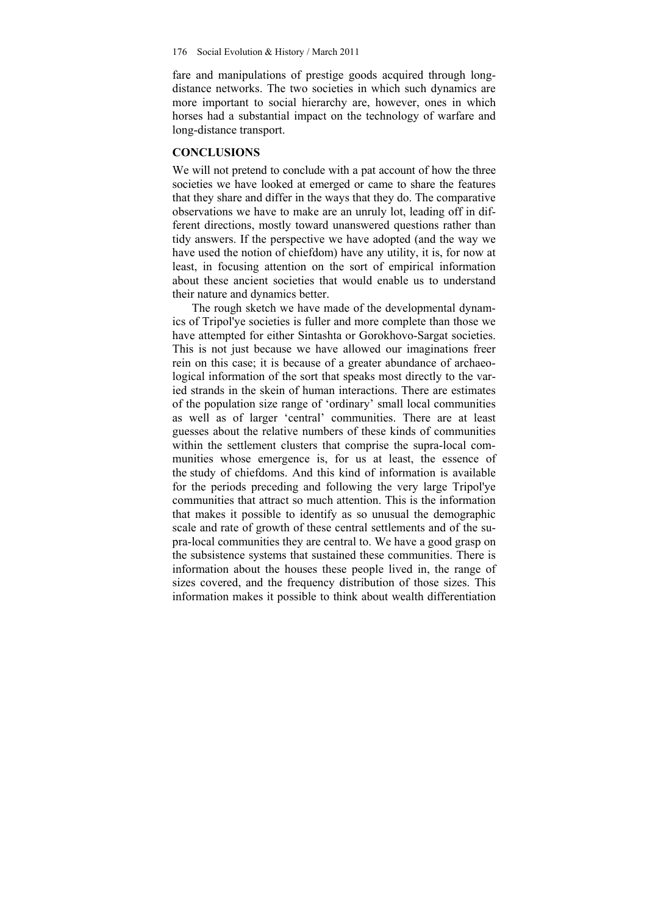fare and manipulations of prestige goods acquired through long-distance networks. The two societies in which such dynamics are more important to social hierarchy are, however, ones in which horses had a substantial impact on the technology of warfare and long-distance transport.

## CONCLUSIONS

We will not pretend to conclude with a pat account of how the three societies we have looked at emerged or came to share the features that they share and differ in the ways that they do. The comparative observations we have to make are an unruly lot, leading off in different directions, mostly toward unanswered questions rather than tidy answers. If the perspective we have adopted (and the way we have used the notion of chiefdom) have any utility, it is, for now at least, in focusing attention on the sort of empirical information about these ancient societies that would enable us to understand their nature and dynamics better.

The rough sketch we have made of the developmental dynamics of Tripol'ye societies is fuller and more complete than those we have attempted for either Sintashta or Gorokhovo-Sargat societies. This is not just because we have allowed our imaginations freer rein on this case; it is because of a greater abundance of archaeological information of the sort that speaks most directly to the varied strands in the skein of human interactions. There are estimates of the population size range of 'ordinary' small local communities as well as of larger 'central' communities. There are at least guesses about the relative numbers of these kinds of communities within the settlement clusters that comprise the supra-local communities whose emergence is, for us at least, the essence of the study of chiefdoms. And this kind of information is available for the periods preceding and following the very large Tripol'ye communities that attract so much attention. This is the information that makes it possible to identify as so unusual the demographic scale and rate of growth of these central settlements and of the supra-local communities they are central to. We have a good grasp on the subsistence systems that sustained these communities. There is information about the houses these people lived in, the range of sizes covered, and the frequency distribution of those sizes. This information makes it possible to think about wealth differentiation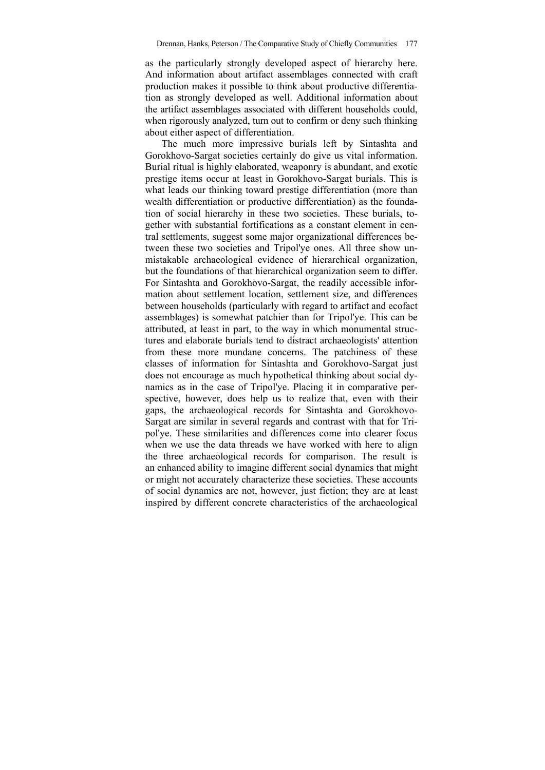as the particularly strongly developed aspect of hierarchy here. And information about artifact assemblages connected with craft production makes it possible to think about productive differentiation as strongly developed as well. Additional information about the artifact assemblages associated with different households could, when rigorously analyzed, turn out to confirm or deny such thinking about either aspect of differentiation.

The much more impressive burials left by Sintashta and Gorokhovo-Sargat societies certainly do give us vital information. Burial ritual is highly elaborated, weaponry is abundant, and exotic prestige items occur at least in Gorokhovo-Sargat burials. This is what leads our thinking toward prestige differentiation (more than wealth differentiation or productive differentiation) as the foundation of social hierarchy in these two societies. These burials, together with substantial fortifications as a constant element in central settlements, suggest some major organizational differences between these two societies and Tripol'ye ones. All three show unmistakable archaeological evidence of hierarchical organization, but the foundations of that hierarchical organization seem to differ. For Sintashta and Gorokhovo-Sargat, the readily accessible information about settlement location, settlement size, and differences between households (particularly with regard to artifact and ecofact assemblages) is somewhat patchier than for Tripol'ye. This can be attributed, at least in part, to the way in which monumental structures and elaborate burials tend to distract archaeologists' attention from these more mundane concerns. The patchiness of these classes of information for Sintashta and Gorokhovo-Sargat just does not encourage as much hypothetical thinking about social dynamics as in the case of Tripol'ye. Placing it in comparative perspective, however, does help us to realize that, even with their gaps, the archaeological records for Sintashta and Gorokhovo-Sargat are similar in several regards and contrast with that for Tripol'ye. These similarities and differences come into clearer focus when we use the data threads we have worked with here to align the three archaeological records for comparison. The result is an enhanced ability to imagine different social dynamics that might or might not accurately characterize these societies. These accounts of social dynamics are not, however, just fiction; they are at least inspired by different concrete characteristics of the archaeological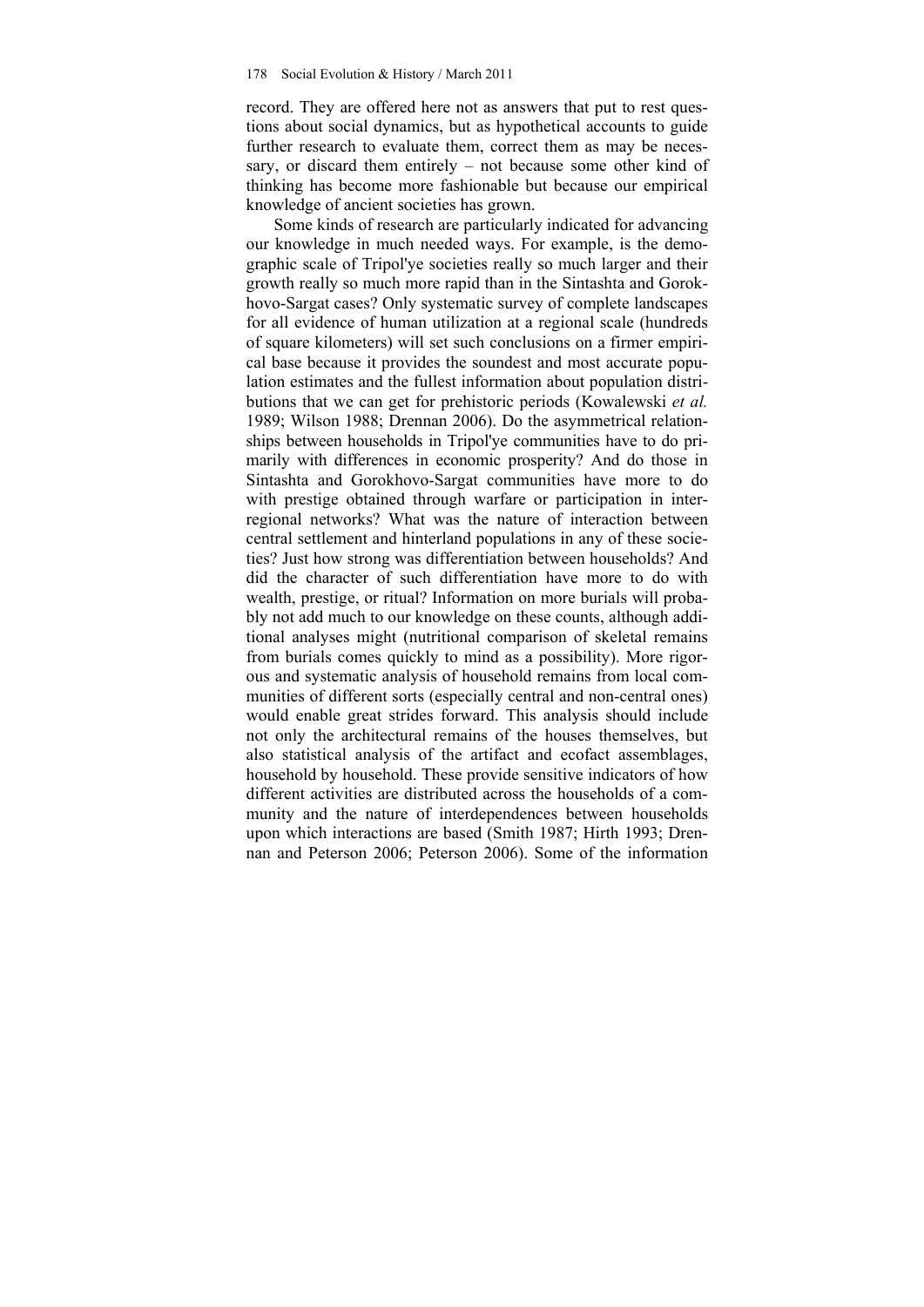record. They are offered here not as answers that put to rest questions about social dynamics, but as hypothetical accounts to guide further research to evaluate them, correct them as may be necessary, or discard them entirely – not because some other kind of thinking has become more fashionable but because our empirical knowledge of ancient societies has grown.

Some kinds of research are particularly indicated for advancing our knowledge in much needed ways. For example, is the demographic scale of Tripol'ye societies really so much larger and their growth really so much more rapid than in the Sintashta and Gorokhovo-Sargat cases? Only systematic survey of complete landscapes for all evidence of human utilization at a regional scale (hundreds of square kilometers) will set such conclusions on a firmer empirical base because it provides the soundest and most accurate population estimates and the fullest information about population distributions that we can get for prehistoric periods (Kowalewski *et al.* 1989; Wilson 1988; Drennan 2006). Do the asymmetrical relationships between households in Tripol'ye communities have to do primarily with differences in economic prosperity? And do those in Sintashta and Gorokhovo-Sargat communities have more to do with prestige obtained through warfare or participation in interregional networks? What was the nature of interaction between central settlement and hinterland populations in any of these societies? Just how strong was differentiation between households? And did the character of such differentiation have more to do with wealth, prestige, or ritual? Information on more burials will probably not add much to our knowledge on these counts, although additional analyses might (nutritional comparison of skeletal remains from burials comes quickly to mind as a possibility). More rigorous and systematic analysis of household remains from local communities of different sorts (especially central and non-central ones) would enable great strides forward. This analysis should include not only the architectural remains of the houses themselves, but also statistical analysis of the artifact and ecofact assemblages, household by household. These provide sensitive indicators of how different activities are distributed across the households of a community and the nature of interdependences between households upon which interactions are based (Smith 1987; Hirth 1993; Drennan and Peterson 2006; Peterson 2006). Some of the information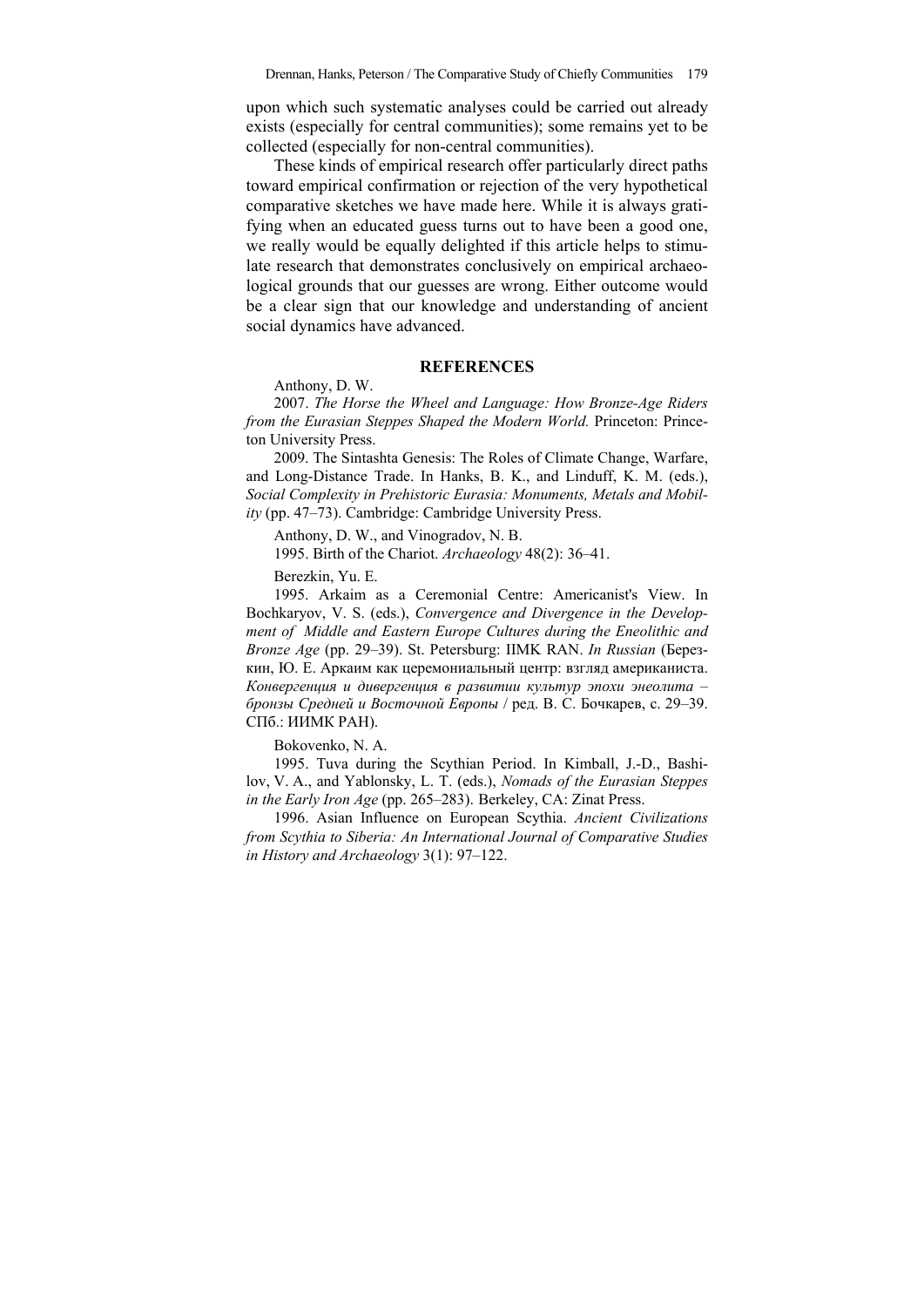upon which such systematic analyses could be carried out already exists (especially for central communities); some remains yet to be collected (especially for non-central communities).

These kinds of empirical research offer particularly direct paths toward empirical confirmation or rejection of the very hypothetical comparative sketches we have made here. While it is always gratifying when an educated guess turns out to have been a good one, we really would be equally delighted if this article helps to stimulate research that demonstrates conclusively on empirical archaeological grounds that our guesses are wrong. Either outcome would be a clear sign that our knowledge and understanding of ancient social dynamics have advanced.

## REFERENCES

Anthony, D. W.

2007. *The Horse the Wheel and Language: How Bronze-Age Riders from the Eurasian Steppes Shaped the Modern World.* Princeton: Princeton University Press.

2009. The Sintashta Genesis: The Roles of Climate Change, Warfare, and Long-Distance Trade. In Hanks, B. K., and Linduff, K. M. (eds.), *Social Complexity in Prehistoric Eurasia: Monuments, Metals and Mobility* (pp. 47–73). Cambridge: Cambridge University Press.

Anthony, D. W., and Vinogradov, N. B.

1995. Birth of the Chariot. *Archaeology* 48(2): 36–41.

Berezkin, Yu. E.

1995. Arkaim as a Ceremonial Centre: Americanist's View. In Bochkaryov, V. S. (eds.), *Convergence and Divergence in the Development of Middle and Eastern Europe Cultures during the Eneolithic and Bronze Age* (pp. 29–39). St. Petersburg: IIMK RAN. *In Russian* (Березкин, Ю. Е. Аркаим как церемониальный центр: взгляд американиста. *Конвергенция и дивергенция в развитии культур эпохи энеолита – бронзы Средней и Восточной Европы* / ред. В. С. Бочкарев, с. 29–39. СПб.: ИИМК РАН).

Bokovenko, N. A.

1995. Tuva during the Scythian Period. In Kimball, J.-D., Bashilov, V. A., and Yablonsky, L. T. (eds.), *Nomads of the Eurasian Steppes in the Early Iron Age* (pp. 265–283). Berkeley, CA: Zinat Press.

1996. Asian Influence on European Scythia. *Ancient Civilizations from Scythia to Siberia: An International Journal of Comparative Studies in History and Archaeology* 3(1): 97–122.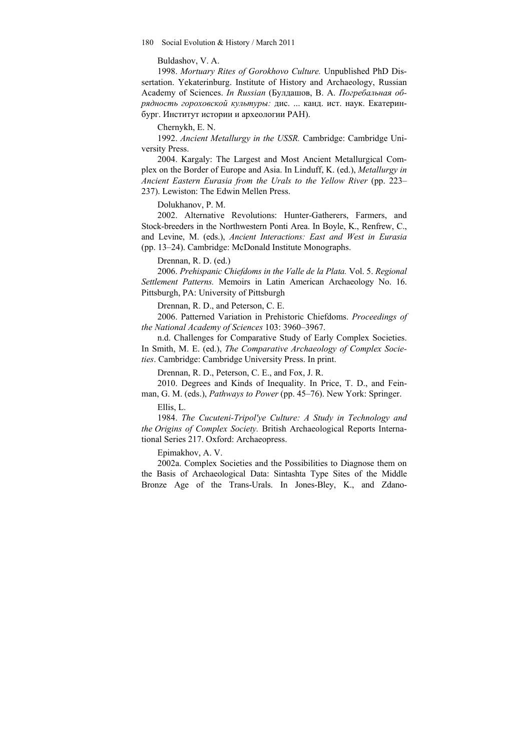Buldashov, V. A.

1998. *Mortuary Rites of Gorokhovo Culture.* Unpublished PhD Dissertation. Yekaterinburg. Institute of History and Archaeology, Russian Academy of Sciences. *In Russian* (Булдашов, В. А. *Погребальная обрядность гороховской культуры:* дис. ... канд. ист. наук. Екатеринбург. Институт истории и археологии РАН).

Chernykh, E. N.

1992. *Ancient Metallurgy in the USSR.* Cambridge: Cambridge University Press.

2004. Kargaly: The Largest and Most Ancient Metallurgical Complex on the Border of Europe and Asia. In Linduff, K. (ed.), *Metallurgy in Ancient Eastern Eurasia from the Urals to the Yellow River* (pp. 223–237). Lewiston: The Edwin Mellen Press.

Dolukhanov, P. M.

2002. Alternative Revolutions: Hunter-Gatherers, Farmers, and Stock-breeders in the Northwestern Ponti Area. In Boyle, K., Renfrew, C., and Levine, M. (eds.), *Ancient Interactions: East and West in Eurasia* (pp. 13–24). Cambridge: McDonald Institute Monographs.

Drennan, R. D. (ed.)

2006. *Prehispanic Chiefdoms in the Valle de la Plata.* Vol. 5. *Regional Settlement Patterns.* Memoirs in Latin American Archaeology No. 16. Pittsburgh, PA: University of Pittsburgh

Drennan, R. D., and Peterson, C. E.

2006. Patterned Variation in Prehistoric Chiefdoms. *Proceedings of the National Academy of Sciences* 103: 3960–3967.

n.d. Challenges for Comparative Study of Early Complex Societies. In Smith, M. E. (ed.), *The Comparative Archaeology of Complex Societies*. Cambridge: Cambridge University Press. In print.

Drennan, R. D., Peterson, C. E., and Fox, J. R.

2010. Degrees and Kinds of Inequality. In Price, T. D., and Feinman, G. M. (eds.), *Pathways to Power* (pp. 45–76). New York: Springer.

Ellis, L.

1984. *The Cucuteni-Tripol'ye Culture: A Study in Technology and the Origins of Complex Society.* British Archaeological Reports International Series 217. Oxford: Archaeopress.

Epimakhov, A. V.

2002a. Complex Societies and the Possibilities to Diagnose them on the Basis of Archaeological Data: Sintashta Type Sites of the Middle Bronze Age of the Trans-Urals. In Jones-Bley, K., and Zdano-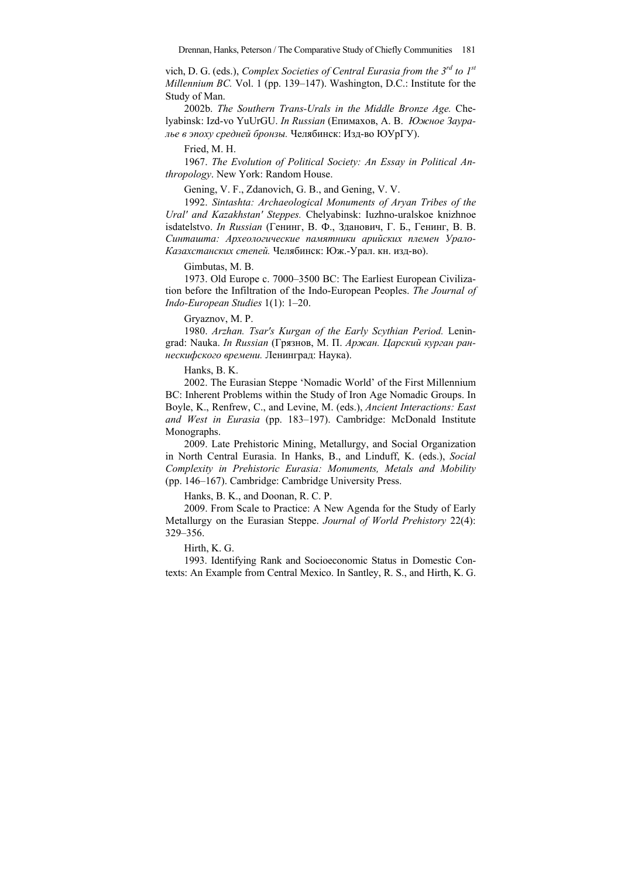vich, D. G. (eds.), *Complex Societies of Central Eurasia from the 3rd to 1st Millennium BC.* Vol. 1 (pp. 139–147). Washington, D.C.: Institute for the Study of Man.

2002b. *The Southern Trans-Urals in the Middle Bronze Age.* Chelyabinsk: Izd-vo YuUrGU. *In Russian* (Епимахов, А. В. *Южное Зауралье в эпоху средней бронзы.* Челябинск: Изд-во ЮУрГУ).

Fried, M. H.

1967. *The Evolution of Political Society: An Essay in Political Anthropology*. New York: Random House.

Gening, V. F., Zdanovich, G. B., and Gening, V. V.

1992. *Sintashta: Archaeological Monuments of Aryan Tribes of the Ural' and Kazakhstan' Steppes.* Chelyabinsk: Iuzhno-uralskoe knizhnoe isdatelstvo. *In Russian* (Генинг, В. Ф., Зданович, Г. Б., Генинг, В. В. *Синташта: Археологические памятники арийских племен Урало-Казахстанских степей.* Челябинск: Юж.-Урал. кн. изд-во).

Gimbutas, M. B.

1973. Old Europe c. 7000–3500 BC: The Earliest European Civilization before the Infiltration of the Indo-European Peoples. *The Journal of Indo-European Studies* 1(1): 1–20.

Gryaznov, M. P.

1980. *Arzhan. Tsar's Kurgan of the Early Scythian Period.* Leningrad: Nauka. *In Russian* (Грязнов, М. П. *Аржан. Царский курган раннескифского времени.* Ленинград: Наука).

Hanks, B. K.

2002. The Eurasian Steppe 'Nomadic World' of the First Millennium BC: Inherent Problems within the Study of Iron Age Nomadic Groups. In Boyle, K., Renfrew, C., and Levine, M. (eds.), *Ancient Interactions: East and West in Eurasia* (pp. 183–197). Cambridge: McDonald Institute Monographs.

2009. Late Prehistoric Mining, Metallurgy, and Social Organization in North Central Eurasia. In Hanks, B., and Linduff, K. (eds.), *Social Complexity in Prehistoric Eurasia: Monuments, Metals and Mobility* (pp. 146–167). Cambridge: Cambridge University Press.

Hanks, B. K., and Doonan, R. C. P.

2009. From Scale to Practice: A New Agenda for the Study of Early Metallurgy on the Eurasian Steppe. *Journal of World Prehistory* 22(4): 329–356.

Hirth, K. G.

1993. Identifying Rank and Socioeconomic Status in Domestic Contexts: An Example from Central Mexico. In Santley, R. S., and Hirth, K. G.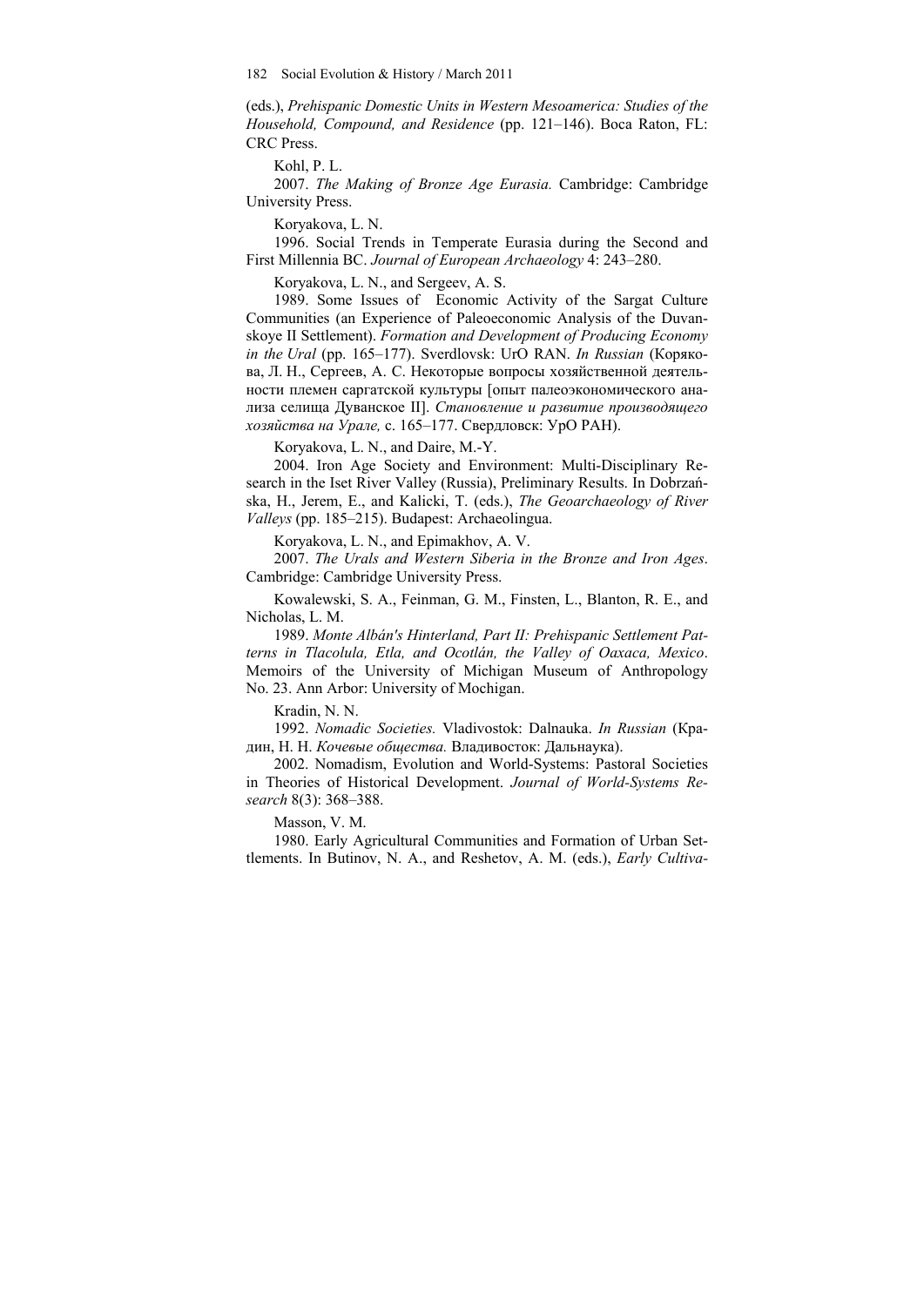(eds.), *Prehispanic Domestic Units in Western Mesoamerica: Studies of the Household, Compound, and Residence* (pp. 121–146). Boca Raton, FL: CRC Press.

Kohl, P. L.

2007. *The Making of Bronze Age Eurasia.* Cambridge: Cambridge University Press.

Koryakova, L. N.

1996. Social Trends in Temperate Eurasia during the Second and First Millennia BC. *Journal of European Archaeology* 4: 243–280.

Koryakova, L. N., and Sergeev, A. S.

1989. Some Issues of Economic Activity of the Sargat Culture Communities (an Experience of Paleoeconomic Analysis of the Duvanskoye II Settlement). *Formation and Development of Producing Economy in the Ural* (pp. 165–177). Sverdlovsk: UrO RAN. *In Russian* (Корякова, Л. Н., Сергеев, А. С. Некоторые вопросы хозяйственной деятельности племен саргатской культуры [опыт палеоэкономического анализа селища Дуванское II]. *Становление и развитие производящего хозяйства на Урале,* с. 165–177. Свердловск: УрО РАН).

Koryakova, L. N., and Daire, M.-Y.

2004. Iron Age Society and Environment: Multi-Disciplinary Research in the Iset River Valley (Russia), Preliminary Results. In Dobrzańska, H., Jerem, E., and Kalicki, T. (eds.), *The Geoarchaeology of River Valleys* (pp. 185–215). Budapest: Archaeolingua.

Koryakova, L. N., and Epimakhov, A. V.

2007. *The Urals and Western Siberia in the Bronze and Iron Ages*. Cambridge: Cambridge University Press.

Kowalewski, S. A., Feinman, G. M., Finsten, L., Blanton, R. E., and Nicholas, L. M.

1989. *Monte Albán's Hinterland, Part II: Prehispanic Settlement Patterns in Tlacolula, Etla, and Ocotlán, the Valley of Oaxaca, Mexico*. Memoirs of the University of Michigan Museum of Anthropology No. 23. Ann Arbor: University of Mochigan.

Kradin, N. N.

1992. *Nomadic Societies.* Vladivostok: Dalnauka. *In Russian* (Крадин, Н. Н. *Кочевые общества.* Владивосток: Дальнаука).

2002. Nomadism, Evolution and World-Systems: Pastoral Societies in Theories of Historical Development. *Journal of World-Systems Research* 8(3): 368–388.

Masson, V. M.

1980. Early Agricultural Communities and Formation of Urban Settlements. In Butinov, N. A., and Reshetov, A. M. (eds.), *Early Cultiva-*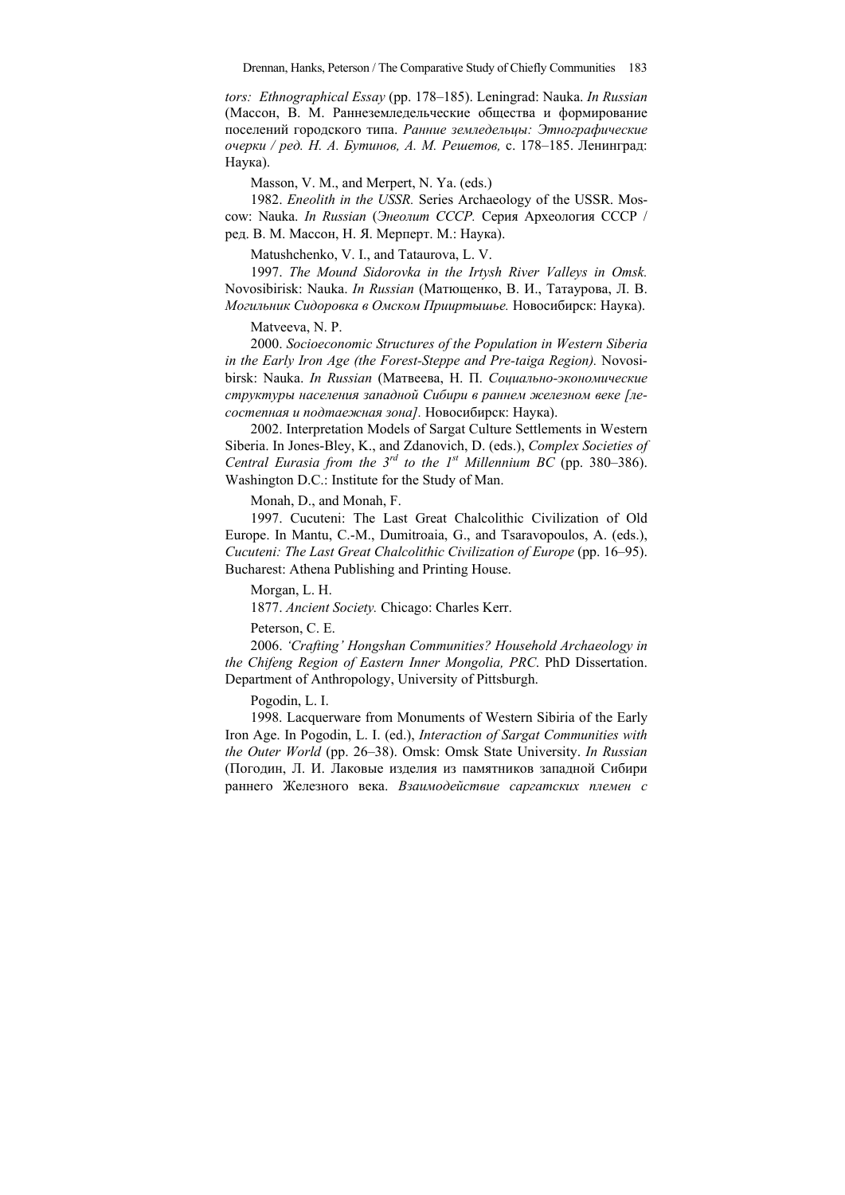*tors: Ethnographical Essay* (pp. 178–185). Leningrad: Nauka. *In Russian* (Массон, В. М. Раннеземледельческие общества и формирование поселений городского типа. *Ранние земледельцы: Этнографические очерки / ред. Н. А. Бутинов, А. М. Решетов,* с. 178–185. Ленинград: Наука).

Masson, V. M., and Merpert, N. Ya. (eds.)

1982. *Eneolith in the USSR.* Series Archaeology of the USSR. Moscow: Nauka. *In Russian* (*Энеолит СССР.* Серия Археология СССР / ред. В. М. Массон, Н. Я. Мерперт. М.: Наука).

Matushchenko, V. I., and Tataurova, L. V.

1997. *The Mound Sidorovka in the Irtysh River Valleys in Omsk.* Novosibirisk: Nauka. *In Russian* (Матющенко, В. И., Татаурова, Л. В. *Могильник Сидоровка в Омском Прииртышье.* Новосибирск: Наука).

Matveeva, N. P.

2000. *Socioeconomic Structures of the Population in Western Siberia in the Early Iron Age (the Forest-Steppe and Pre-taiga Region).* Novosibirsk: Nauka. *In Russian* (Матвеева, Н. П. *Социально-экономические структуры населения западной Сибири в раннем железном веке [лесостепная и подтаежная зона].* Новосибирск: Наука).

2002. Interpretation Models of Sargat Culture Settlements in Western Siberia. In Jones-Bley, K., and Zdanovich, D. (eds.), *Complex Societies of Central Eurasia from the 3rd to the 1st Millennium BC* (pp. 380–386). Washington D.C.: Institute for the Study of Man.

Monah, D., and Monah, F.

1997. Cucuteni: The Last Great Chalcolithic Civilization of Old Europe. In Mantu, C.-M., Dumitroaia, G., and Tsaravopoulos, A. (eds.), *Cucuteni: The Last Great Chalcolithic Civilization of Europe* (pp. 16–95). Bucharest: Athena Publishing and Printing House.

Morgan, L. H.

1877. *Ancient Society.* Chicago: Charles Kerr.

Peterson, C. E.

2006. *'Crafting' Hongshan Communities? Household Archaeology in the Chifeng Region of Eastern Inner Mongolia, PRC*. PhD Dissertation. Department of Anthropology, University of Pittsburgh.

Pogodin, L. I.

1998. Lacquerware from Monuments of Western Sibiria of the Early Iron Age. In Pogodin, L. I. (ed.), *Interaction of Sargat Communities with the Outer World* (pp. 26–38). Omsk: Omsk State University. *In Russian* (Погодин, Л. И. Лаковые изделия из памятников западной Сибири раннего Железного века. *Взаимодействие саргатских племен с*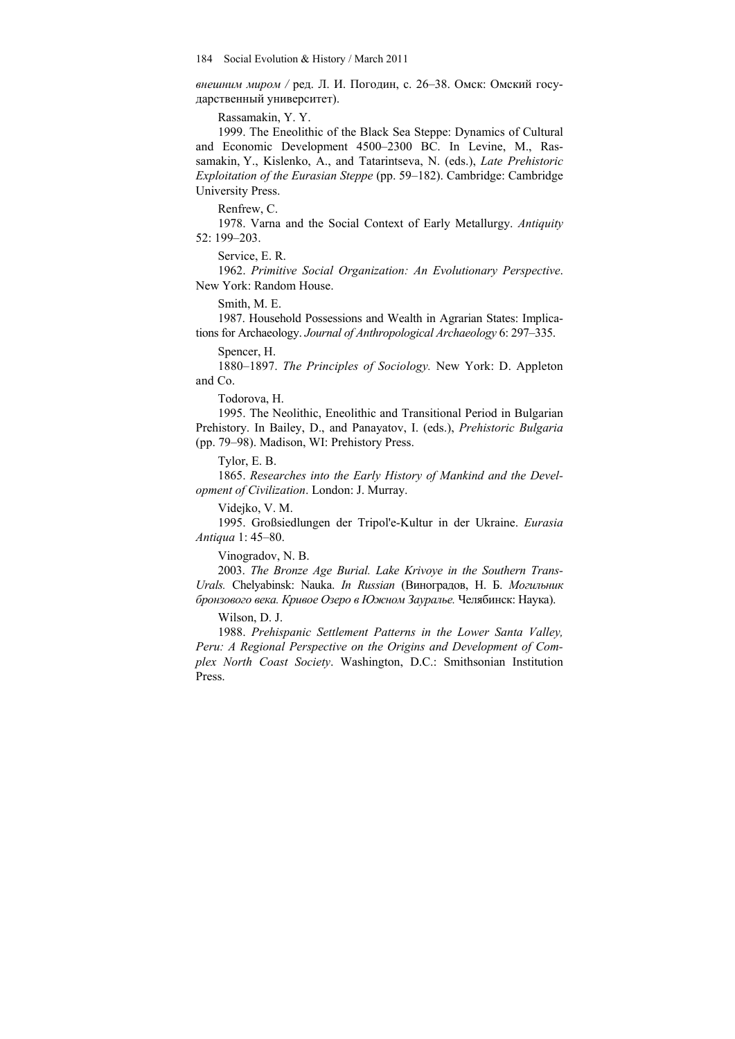*внешним миром* / ред. Л. И. Погодин, с. 26–38. Омск: Омский государственный университет).

Rassamakin, Y. Y.

1999. The Eneolithic of the Black Sea Steppe: Dynamics of Cultural and Economic Development 4500–2300 BC. In Levine, M., Rassamakin, Y., Kislenko, A., and Tatarintseva, N. (eds.), *Late Prehistoric Exploitation of the Eurasian Steppe* (pp. 59–182). Cambridge: Cambridge University Press.

Renfrew, C.

1978. Varna and the Social Context of Early Metallurgy. *Antiquity* 52: 199–203.

Service, E. R.

1962. *Primitive Social Organization: An Evolutionary Perspective*. New York: Random House.

Smith, M. E.

1987. Household Possessions and Wealth in Agrarian States: Implications for Archaeology. *Journal of Anthropological Archaeology* 6: 297–335.

Spencer, H.

1880–1897. *The Principles of Sociology.* New York: D. Appleton and Co.

Todorova, H.

1995. The Neolithic, Eneolithic and Transitional Period in Bulgarian Prehistory. In Bailey, D., and Panayatov, I. (eds.), *Prehistoric Bulgaria* (pp. 79–98). Madison, WI: Prehistory Press.

Tylor, E. B.

1865. *Researches into the Early History of Mankind and the Development of Civilization*. London: J. Murray.

Videjko, V. M.

1995. Großsiedlungen der Tripol'e-Kultur in der Ukraine. *Eurasia Antiqua* 1: 45–80.

Vinogradov, N. B.

2003. *The Bronze Age Burial. Lake Krivoye in the Southern Trans-Urals.* Chelyabinsk: Nauka. *In Russian* (Виноградов, Н. Б. *Могильник бронзового века. Кривое Озеро в Южном Зауралье.* Челябинск: Наука).

Wilson, D. J.

1988. *Prehispanic Settlement Patterns in the Lower Santa Valley, Peru: A Regional Perspective on the Origins and Development of Complex North Coast Society*. Washington, D.C.: Smithsonian Institution Press.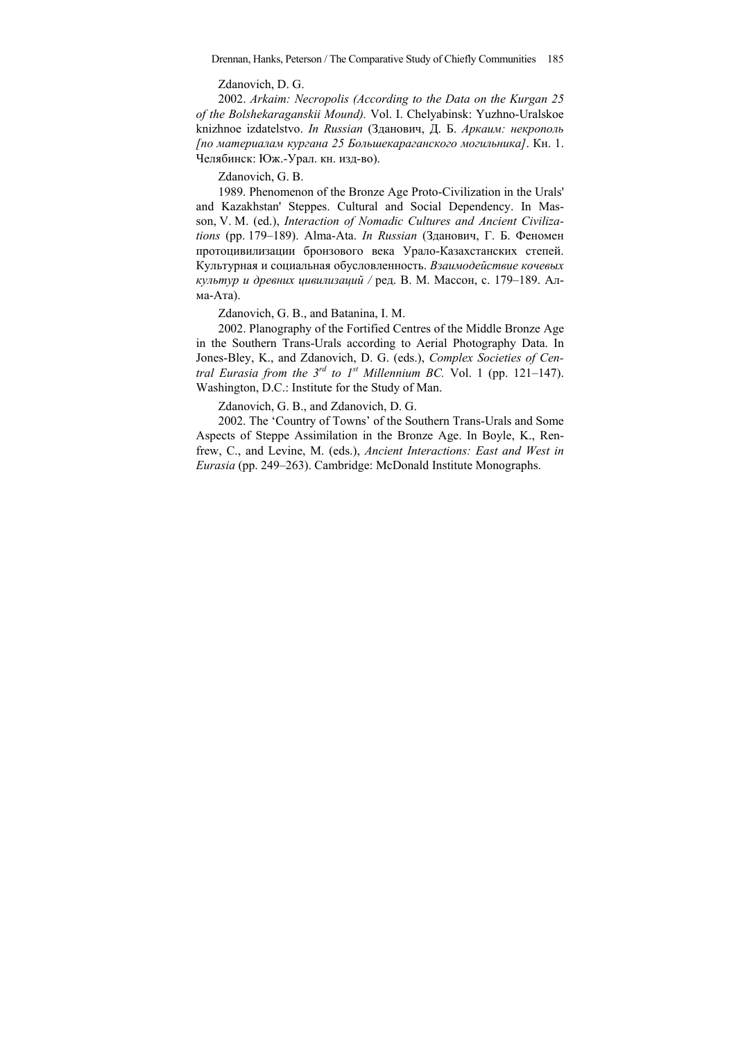Zdanovich, D. G.

2002. *Arkaim: Necropolis (According to the Data on the Kurgan 25 of the Bolshekaraganskii Mound).* Vol. I. Chelyabinsk: Yuzhno-Uralskoe knizhnoe izdatelstvo. *In Russian* (Зданович, Д. Б. *Аркаим: некрополь [по материалам кургана 25 Большекараганского могильника]*. Кн. 1. Челябинск: Юж.-Урал. кн. изд-во).

Zdanovich, G. B.

1989. Phenomenon of the Bronze Age Proto-Civilization in the Urals' and Kazakhstan' Steppes. Cultural and Social Dependency. In Masson, V. M. (ed.), *Interaction of Nomadic Cultures and Ancient Civilizations* (pp. 179–189). Alma-Ata. *In Russian* (Зданович, Г. Б. Феномен протоцивилизации бронзового века Урало-Казахстанских степей. Культурная и социальная обусловленность. *Взаимодействие кочевых культур и древних цивилизаций /* ред. В. М. Массон, с. 179–189. Алма-Ата).

Zdanovich, G. B., and Batanina, I. M.

2002. Planography of the Fortified Centres of the Middle Bronze Age in the Southern Trans-Urals according to Aerial Photography Data. In Jones-Bley, K., and Zdanovich, D. G. (eds.), *Complex Societies of Central Eurasia from the 3rd to 1st Millennium BC.* Vol. 1 (pp. 121–147). Washington, D.C.: Institute for the Study of Man.

Zdanovich, G. B., and Zdanovich, D. G.

2002. The 'Country of Towns' of the Southern Trans-Urals and Some Aspects of Steppe Assimilation in the Bronze Age. In Boyle, K., Renfrew, C., and Levine, M. (eds.), *Ancient Interactions: East and West in Eurasia* (pp. 249–263). Cambridge: McDonald Institute Monographs.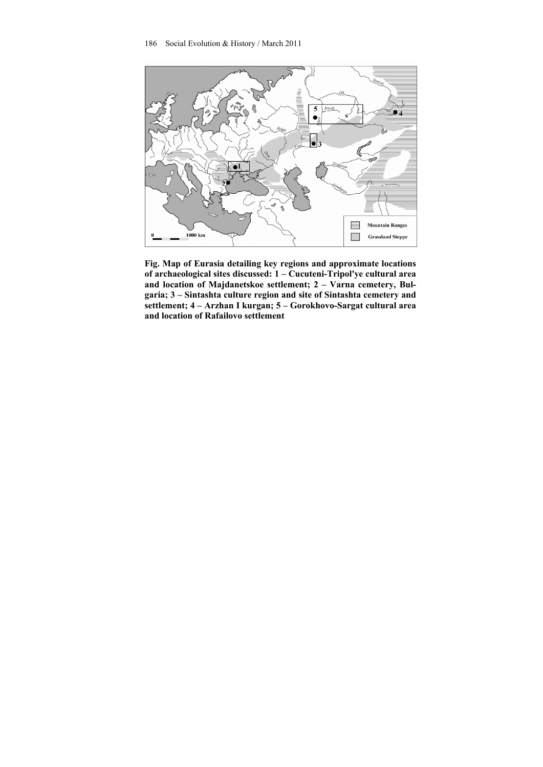Yenisei

Ob

Irtysh

Tobol

Volga

Don

Ural

Syrdarya

Amudarya

5

4

3

1

2

Mountain Ranges

Grassland Steppe

0

1000 km

**Fig. Map of Eurasia detailing key regions and approximate locations of archaeological sites discussed: 1 – Cucuteni-Tripol'ye cultural area and location of Majdanetskoe settlement; 2 – Varna cemetery, Bulgaria; 3 – Sintashta culture region and site of Sintashta cemetery and settlement; 4 – Arzhan I kurgan; 5 – Gorokhovo-Sargat cultural area and location of Rafailovo settlement**